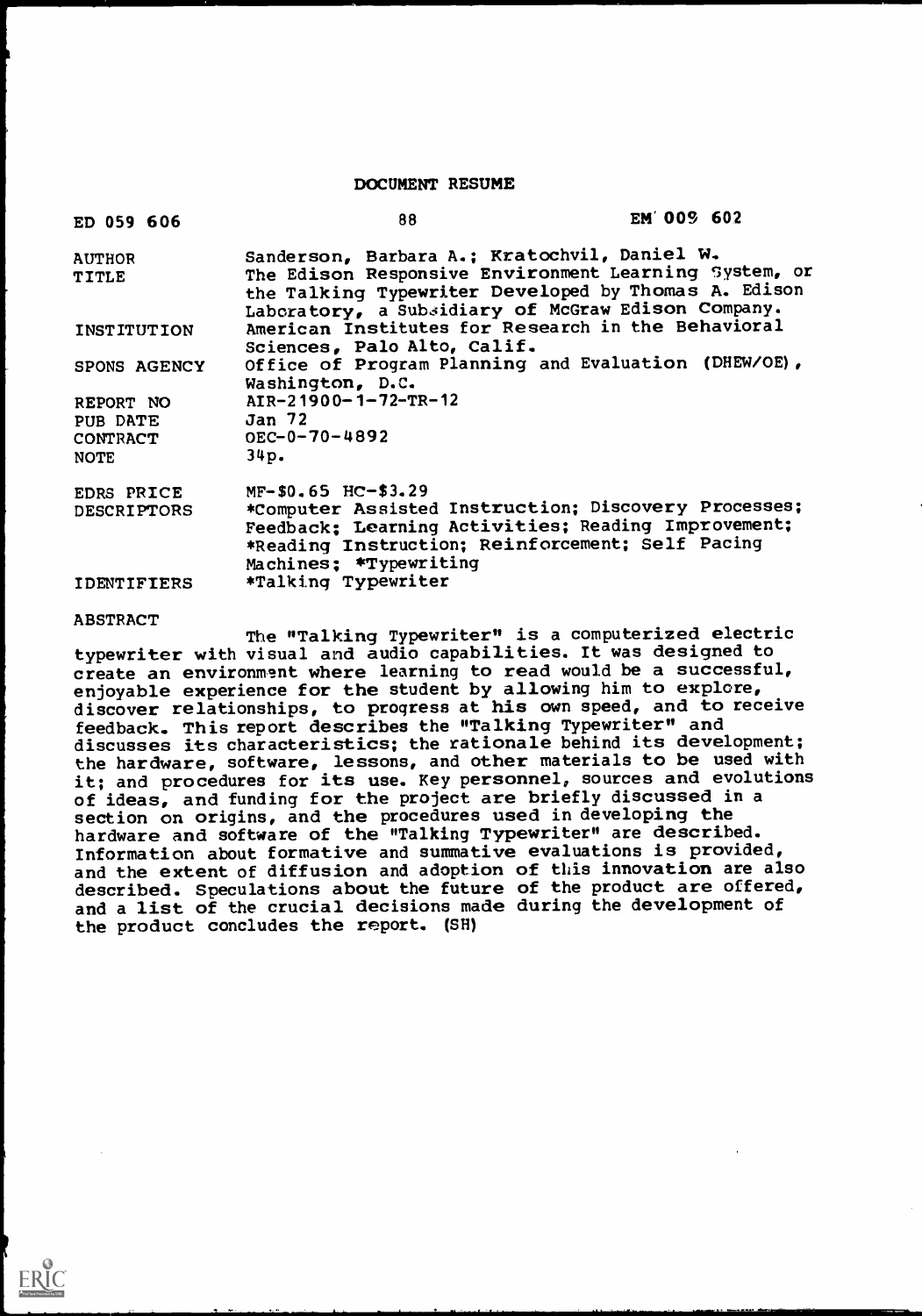# DOCUMENT RESUME

| ED 059 606 | 88 | EM 009 602 |
|---|---|---|
| AUTHOR | Sanderson, Barbara A.; Kratochvil, Daniel W. | |
| TITLE | The Edison Responsive Environment Learning System, or the Talking Typewriter Developed by Thomas A. Edison Laboratory, a Subsidiary of McGraw Edison Company. | |
| INSTITUTION | American Institutes for Research in the Behavioral Sciences, Palo Alto, Calif. | |
| SPONS AGENCY | Office of Program Planning and Evaluation (DHEW/OE), Washington, D.C. | |
| REPORT NO | AIR-21900-1-72-TR-12 | |
| PUB DATE | Jan 72 | |
| CONTRACT | OEC-0-70-4892 | |
| NOTE | 34p. | |
| EDRS PRICE | MF-$0.65 HC-$3.29 | |
| DESCRIPTORS | *Computer Assisted Instruction; Discovery Processes; Feedback; Learning Activities; Reading Improvement; *Reading Instruction; Reinforcement; Self Pacing Machines; *Typewriting | |
| IDENTIFIERS | *Talking Typewriter | |

## ABSTRACT

The "Talking Typewriter" is a computerized electric typewriter with visual and audio capabilities. It was designed to create an environment where learning to read would be a successful, enjoyable experience for the student by allowing him to explore, discover relationships, to progress at his own speed, and to receive feedback. This report describes the "Talking Typewriter" and discusses its characteristics; the rationale behind its development; the hardware, software, lessons, and other materials to be used with it; and procedures for its use. Key personnel, sources and evolutions of ideas, and funding for the project are briefly discussed in a section on origins, and the procedures used in developing the hardware and software of the "Talking Typewriter" are described. Information about formative and summative evaluations is provided, and the extent of diffusion and adoption of this innovation are also described. Speculations about the future of the product are offered, and a list of the crucial decisions made during the development of the product concludes the report. (SH)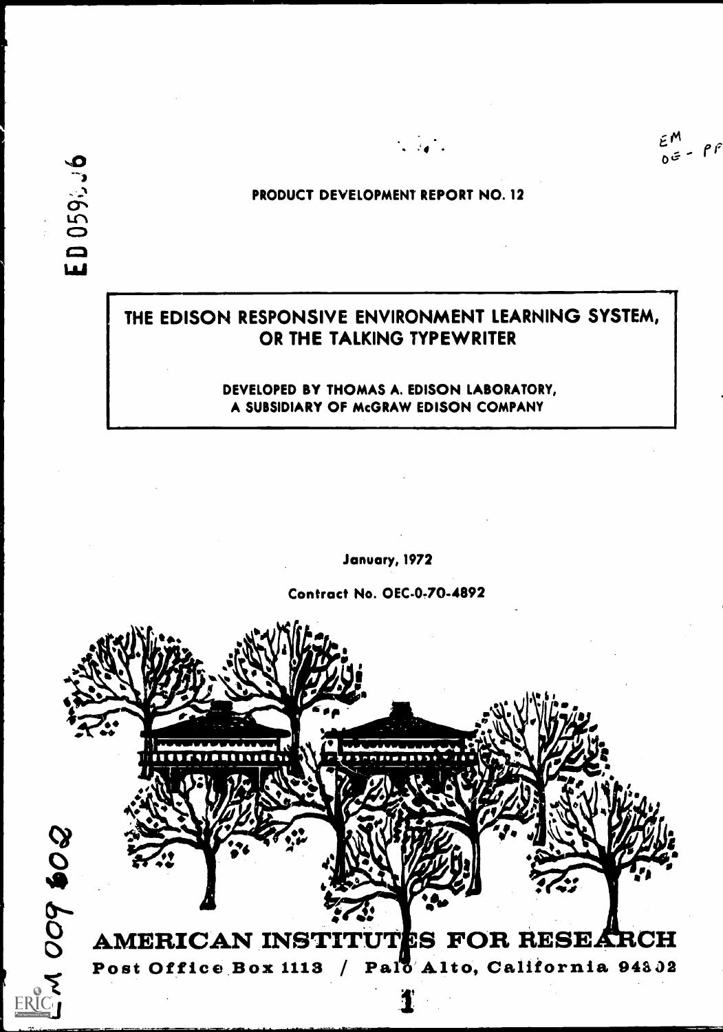ED 059 ... 6

EM OE - PP

PRODUCT DEVELOPMENT REPORT NO. 12

# THE EDISON RESPONSIVE ENVIRONMENT LEARNING SYSTEM, OR THE TALKING TYPEWRITER

DEVELOPED BY THOMAS A. EDISON LABORATORY, A SUBSIDIARY OF McGRAW EDISON COMPANY

January, 1972

Contract No. OEC-0-70-4892

**AMERICAN INSTITUTES FOR RESEARCH**

Post Office Box 1113 / Palo Alto, California 94302

EM 009 502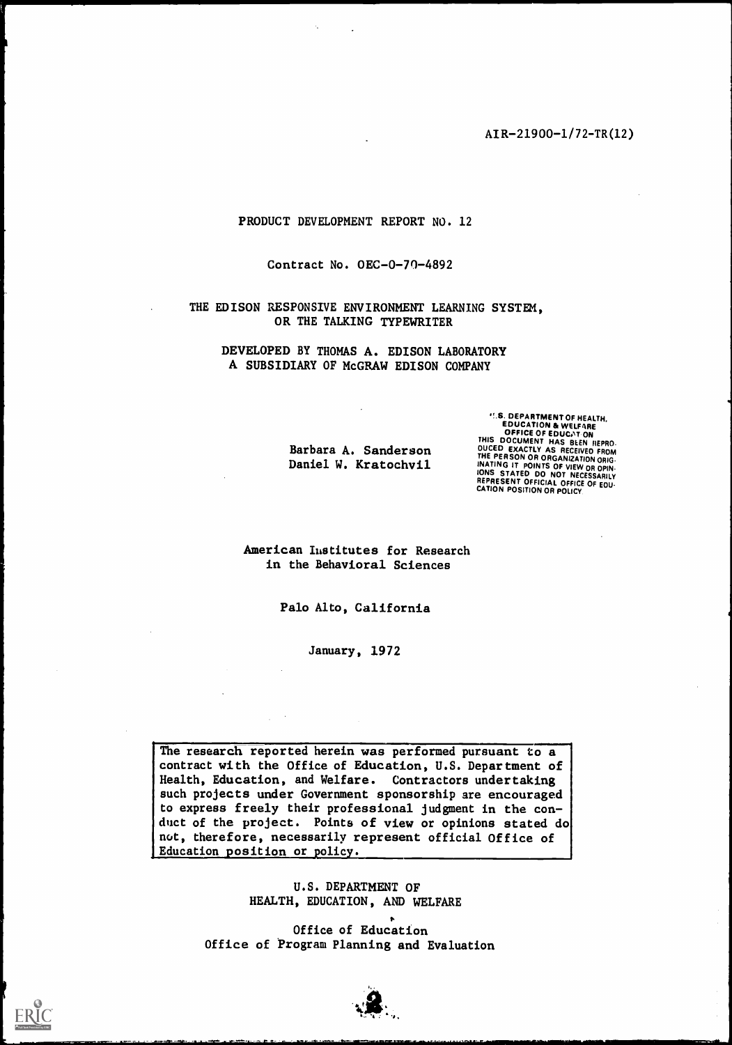AIR-21900-1/72-TR(12)

PRODUCT DEVELOPMENT REPORT NO. 12

Contract No. OEC-0-70-4892

THE EDISON RESPONSIVE ENVIRONMENT LEARNING SYSTEM,
OR THE TALKING TYPEWRITER

DEVELOPED BY THOMAS A. EDISON LABORATORY
A SUBSIDIARY OF McGRAW EDISON COMPANY

Barbara A. Sanderson
Daniel W. Kratochvil

U.S. DEPARTMENT OF HEALTH, EDUCATION & WELFARE
OFFICE OF EDUCATION
THIS DOCUMENT HAS BEEN REPRODUCED EXACTLY AS RECEIVED FROM THE PERSON OR ORGANIZATION ORIGINATING IT. POINTS OF VIEW OR OPINIONS STATED DO NOT NECESSARILY REPRESENT OFFICIAL OFFICE OF EDUCATION POSITION OR POLICY.

American Institutes for Research
in the Behavioral Sciences

Palo Alto, California

January, 1972

The research reported herein was performed pursuant to a contract with the Office of Education, U.S. Department of Health, Education, and Welfare. Contractors undertaking such projects under Government sponsorship are encouraged to express freely their professional judgment in the conduct of the project. Points of view or opinions stated do not, therefore, necessarily represent official Office of Education position or policy.

U.S. DEPARTMENT OF
HEALTH, EDUCATION, AND WELFARE

Office of Education
Office of Program Planning and Evaluation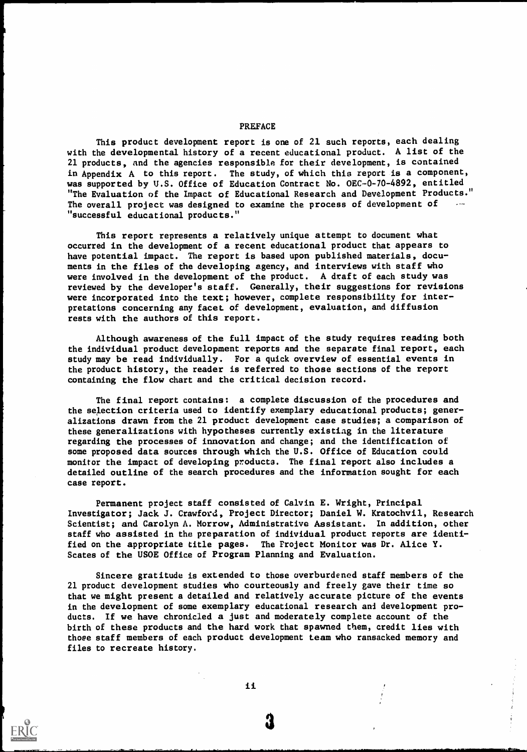## PREFACE

This product development report is one of 21 such reports, each dealing with the developmental history of a recent educational product. A list of the 21 products, and the agencies responsible for their development, is contained in Appendix A to this report. The study, of which this report is a component, was supported by U.S. Office of Education Contract No. OEC-0-70-4892, entitled "The Evaluation of the Impact of Educational Research and Development Products." The overall project was designed to examine the process of development of "successful educational products."

This report represents a relatively unique attempt to document what occurred in the development of a recent educational product that appears to have potential impact. The report is based upon published materials, documents in the files of the developing agency, and interviews with staff who were involved in the development of the product. A draft of each study was reviewed by the developer's staff. Generally, their suggestions for revisions were incorporated into the text; however, complete responsibility for interpretations concerning any facet of development, evaluation, and diffusion rests with the authors of this report.

Although awareness of the full impact of the study requires reading both the individual product development reports and the separate final report, each study may be read individually. For a quick overview of essential events in the product history, the reader is referred to those sections of the report containing the flow chart and the critical decision record.

The final report contains: a complete discussion of the procedures and the selection criteria used to identify exemplary educational products; generalizations drawn from the 21 product development case studies; a comparison of these generalizations with hypotheses currently existing in the literature regarding the processes of innovation and change; and the identification of some proposed data sources through which the U.S. Office of Education could monitor the impact of developing products. The final report also includes a detailed outline of the search procedures and the information sought for each case report.

Permanent project staff consisted of Calvin E. Wright, Principal Investigator; Jack J. Crawford, Project Director; Daniel W. Kratochvil, Research Scientist; and Carolyn A. Morrow, Administrative Assistant. In addition, other staff who assisted in the preparation of individual product reports are identified on the appropriate title pages. The Project Monitor was Dr. Alice Y. Scates of the USOE Office of Program Planning and Evaluation.

Sincere gratitude is extended to those overburdened staff members of the 21 product development studies who courteously and freely gave their time so that we might present a detailed and relatively accurate picture of the events in the development of some exemplary educational research and development products. If we have chronicled a just and moderately complete account of the birth of these products and the hard work that spawned them, credit lies with those staff members of each product development team who ransacked memory and files to recreate history.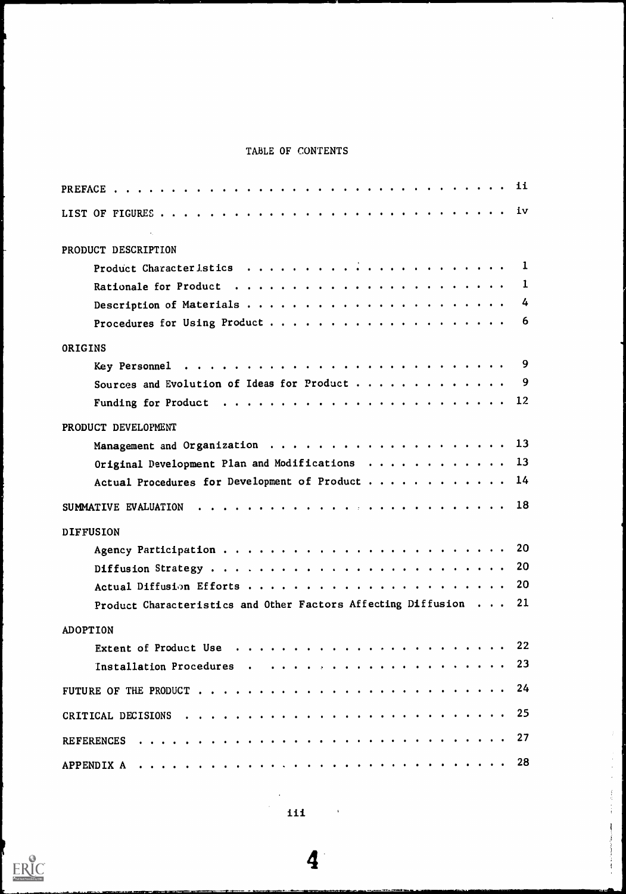# TABLE OF CONTENTS

| | |
|---|---|
| PREFACE | ii |
| LIST OF FIGURES | iv |
| PRODUCT DESCRIPTION | |
| Product Characteristics | 1 |
| Rationale for Product | 1 |
| Description of Materials | 4 |
| Procedures for Using Product | 6 |
| ORIGINS | |
| Key Personnel | 9 |
| Sources and Evolution of Ideas for Product | 9 |
| Funding for Product | 12 |
| PRODUCT DEVELOPMENT | |
| Management and Organization | 13 |
| Original Development Plan and Modifications | 13 |
| Actual Procedures for Development of Product | 14 |
| SUMMATIVE EVALUATION | 18 |
| DIFFUSION | |
| Agency Participation | 20 |
| Diffusion Strategy | 20 |
| Actual Diffusion Efforts | 20 |
| Product Characteristics and Other Factors Affecting Diffusion | 21 |
| ADOPTION | |
| Extent of Product Use | 22 |
| Installation Procedures | 23 |
| FUTURE OF THE PRODUCT | 24 |
| CRITICAL DECISIONS | 25 |
| REFERENCES | 27 |
| APPENDIX A | 28 |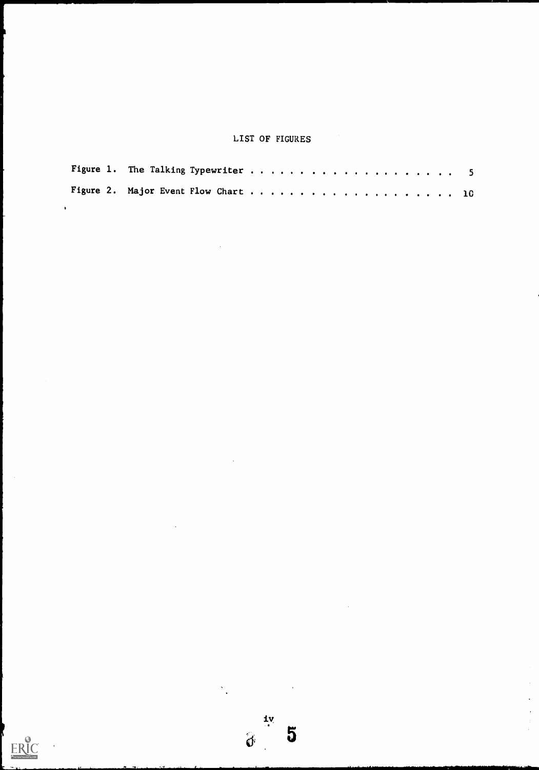# LIST OF FIGURES

Figure 1. The Talking Typewriter . . . . . . . . . . . . . . . . . . . . 5

Figure 2. Major Event Flow Chart . . . . . . . . . . . . . . . . . . . . 10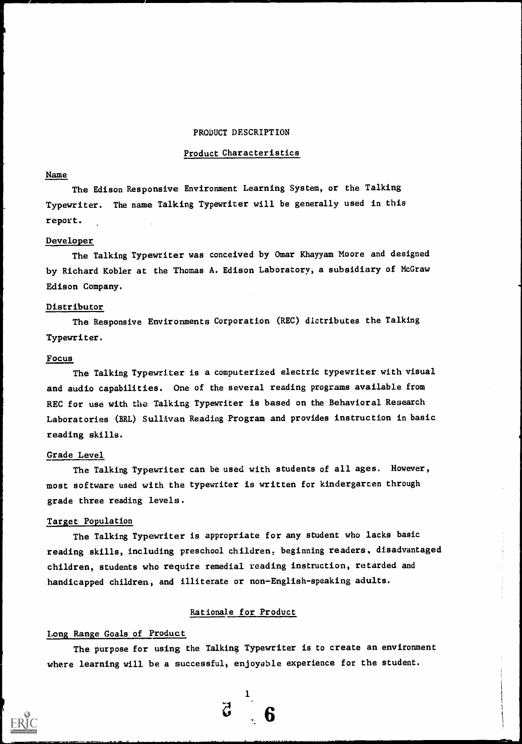# PRODUCT DESCRIPTION

## Product Characteristics

### Name

The Edison Responsive Environment Learning System, or the Talking Typewriter. The name Talking Typewriter will be generally used in this report.

### Developer

The Talking Typewriter was conceived by Omar Khayyam Moore and designed by Richard Kobler at the Thomas A. Edison Laboratory, a subsidiary of McGraw Edison Company.

### Distributor

The Responsive Environments Corporation (REC) distributes the Talking Typewriter.

### Focus

The Talking Typewriter is a computerized electric typewriter with visual and audio capabilities. One of the several reading programs available from REC for use with the Talking Typewriter is based on the Behavioral Research Laboratories (BRL) Sullivan Reading Program and provides instruction in basic reading skills.

### Grade Level

The Talking Typewriter can be used with students of all ages. However, most software used with the typewriter is written for kindergarten through grade three reading levels.

### Target Population

The Talking Typewriter is appropriate for any student who lacks basic reading skills, including preschool children, beginning readers, disadvantaged children, students who require remedial reading instruction, retarded and handicapped children, and illiterate or non-English-speaking adults.

## Rationale for Product

### Long Range Goals of Product

The purpose for using the Talking Typewriter is to create an environment where learning will be a successful, enjoyable experience for the student.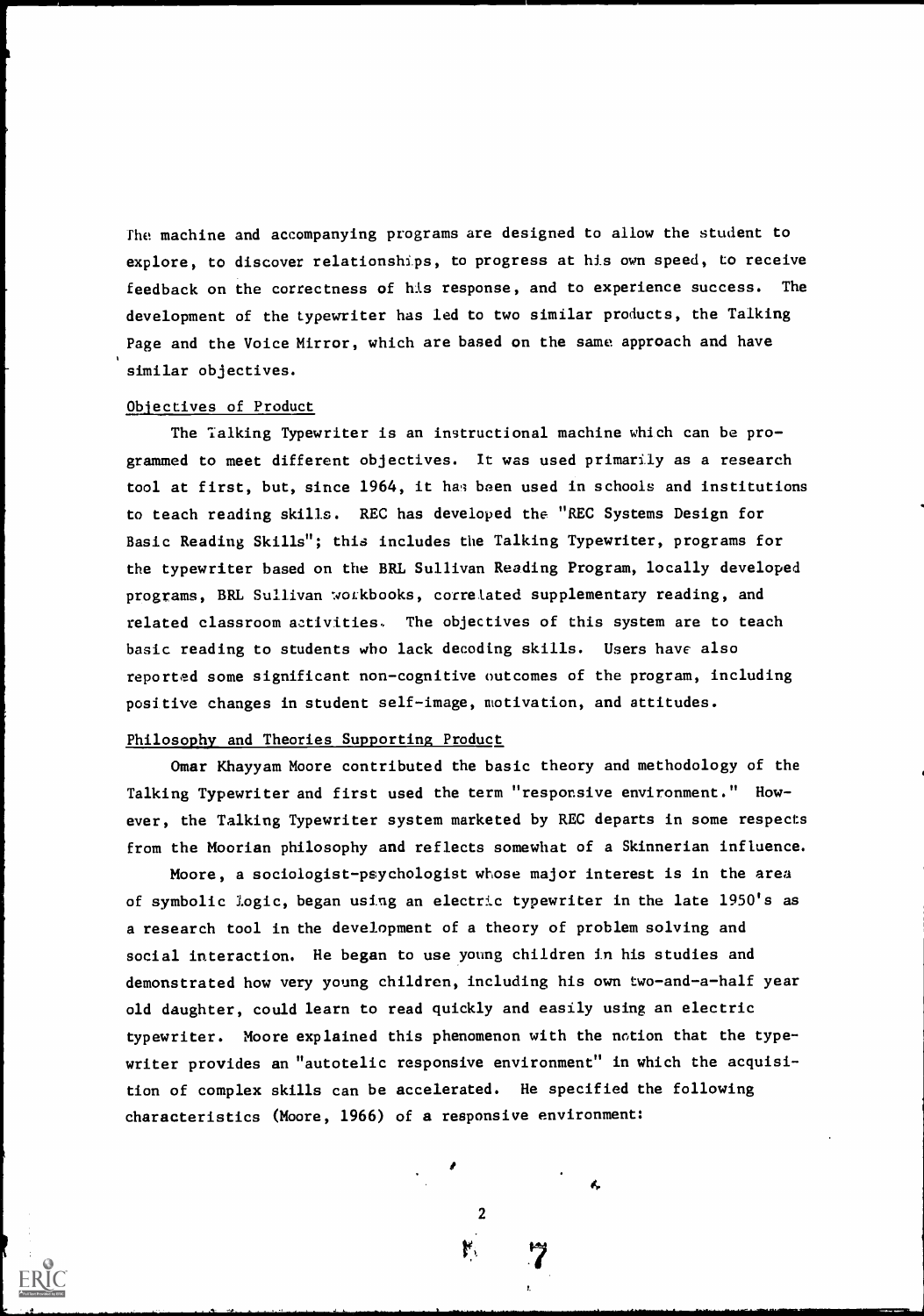The machine and accompanying programs are designed to allow the student to explore, to discover relationships, to progress at his own speed, to receive feedback on the correctness of his response, and to experience success. The development of the typewriter has led to two similar products, the Talking Page and the Voice Mirror, which are based on the same approach and have similar objectives.

## Objectives of Product

The Talking Typewriter is an instructional machine which can be programmed to meet different objectives. It was used primarily as a research tool at first, but, since 1964, it has been used in schools and institutions to teach reading skills. REC has developed the "REC Systems Design for Basic Reading Skills"; this includes the Talking Typewriter, programs for the typewriter based on the BRL Sullivan Reading Program, locally developed programs, BRL Sullivan workbooks, correlated supplementary reading, and related classroom activities. The objectives of this system are to teach basic reading to students who lack decoding skills. Users have also reported some significant non-cognitive outcomes of the program, including positive changes in student self-image, motivation, and attitudes.

## Philosophy and Theories Supporting Product

Omar Khayyam Moore contributed the basic theory and methodology of the Talking Typewriter and first used the term "responsive environment." However, the Talking Typewriter system marketed by REC departs in some respects from the Moorian philosophy and reflects somewhat of a Skinnerian influence.

Moore, a sociologist-psychologist whose major interest is in the area of symbolic logic, began using an electric typewriter in the late 1950's as a research tool in the development of a theory of problem solving and social interaction. He began to use young children in his studies and demonstrated how very young children, including his own two-and-a-half year old daughter, could learn to read quickly and easily using an electric typewriter. Moore explained this phenomenon with the notion that the typewriter provides an "autotelic responsive environment" in which the acquisition of complex skills can be accelerated. He specified the following characteristics (Moore, 1966) of a responsive environment: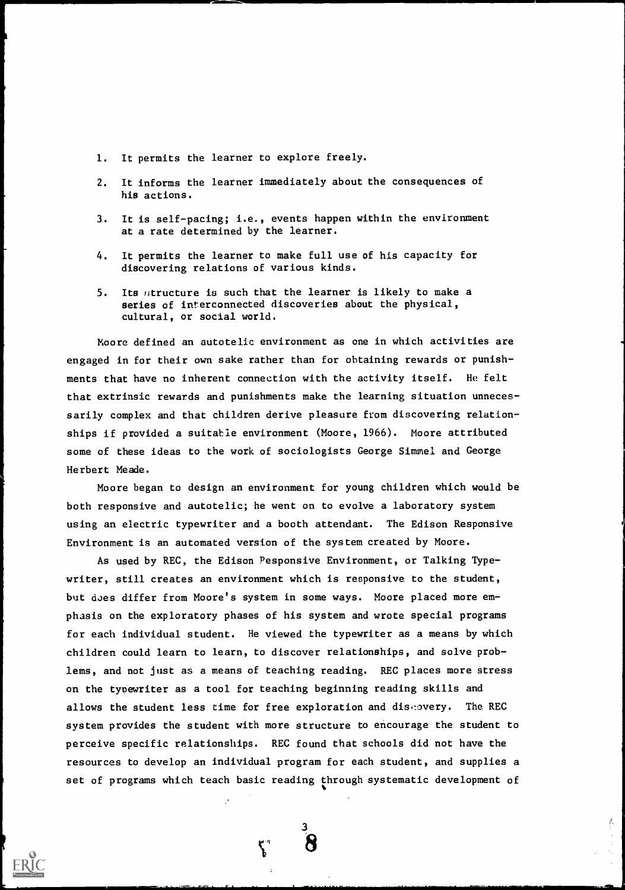1. It permits the learner to explore freely.

2. It informs the learner immediately about the consequences of his actions.

3. It is self-pacing; i.e., events happen within the environment at a rate determined by the learner.

4. It permits the learner to make full use of his capacity for discovering relations of various kinds.

5. Its structure is such that the learner is likely to make a series of interconnected discoveries about the physical, cultural, or social world.

Moore defined an autotelic environment as one in which activities are engaged in for their own sake rather than for obtaining rewards or punishments that have no inherent connection with the activity itself. He felt that extrinsic rewards and punishments make the learning situation unnecessarily complex and that children derive pleasure from discovering relationships if provided a suitable environment (Moore, 1966). Moore attributed some of these ideas to the work of sociologists George Simmel and George Herbert Meade.

Moore began to design an environment for young children which would be both responsive and autotelic; he went on to evolve a laboratory system using an electric typewriter and a booth attendant. The Edison Responsive Environment is an automated version of the system created by Moore.

As used by REC, the Edison Responsive Environment, or Talking Typewriter, still creates an environment which is responsive to the student, but does differ from Moore's system in some ways. Moore placed more emphasis on the exploratory phases of his system and wrote special programs for each individual student. He viewed the typewriter as a means by which children could learn to learn, to discover relationships, and solve problems, and not just as a means of teaching reading. REC places more stress on the typewriter as a tool for teaching beginning reading skills and allows the student less time for free exploration and discovery. The REC system provides the student with more structure to encourage the student to perceive specific relationships. REC found that schools did not have the resources to develop an individual program for each student, and supplies a set of programs which teach basic reading through systematic development of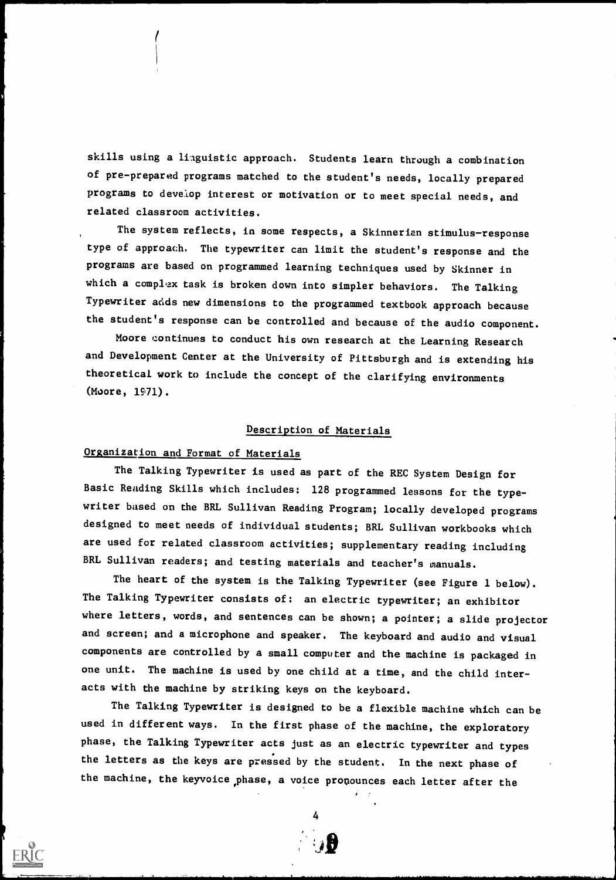skills using a linguistic approach. Students learn through a combination of pre-prepared programs matched to the student's needs, locally prepared programs to develop interest or motivation or to meet special needs, and related classroom activities.

The system reflects, in some respects, a Skinnerian stimulus-response type of approach. The typewriter can limit the student's response and the programs are based on programmed learning techniques used by Skinner in which a complex task is broken down into simpler behaviors. The Talking Typewriter adds new dimensions to the programmed textbook approach because the student's response can be controlled and because of the audio component.

Moore continues to conduct his own research at the Learning Research and Development Center at the University of Pittsburgh and is extending his theoretical work to include the concept of the clarifying environments (Moore, 1971).

## Description of Materials

### Organization and Format of Materials

The Talking Typewriter is used as part of the REC System Design for Basic Reading Skills which includes: 128 programmed lessons for the typewriter based on the BRL Sullivan Reading Program; locally developed programs designed to meet needs of individual students; BRL Sullivan workbooks which are used for related classroom activities; supplementary reading including BRL Sullivan readers; and testing materials and teacher's manuals.

The heart of the system is the Talking Typewriter (see Figure 1 below). The Talking Typewriter consists of: an electric typewriter; an exhibitor where letters, words, and sentences can be shown; a pointer; a slide projector and screen; and a microphone and speaker. The keyboard and audio and visual components are controlled by a small computer and the machine is packaged in one unit. The machine is used by one child at a time, and the child interacts with the machine by striking keys on the keyboard.

The Talking Typewriter is designed to be a flexible machine which can be used in different ways. In the first phase of the machine, the exploratory phase, the Talking Typewriter acts just as an electric typewriter and types the letters as the keys are pressed by the student. In the next phase of the machine, the keyvoice phase, a voice pronounces each letter after the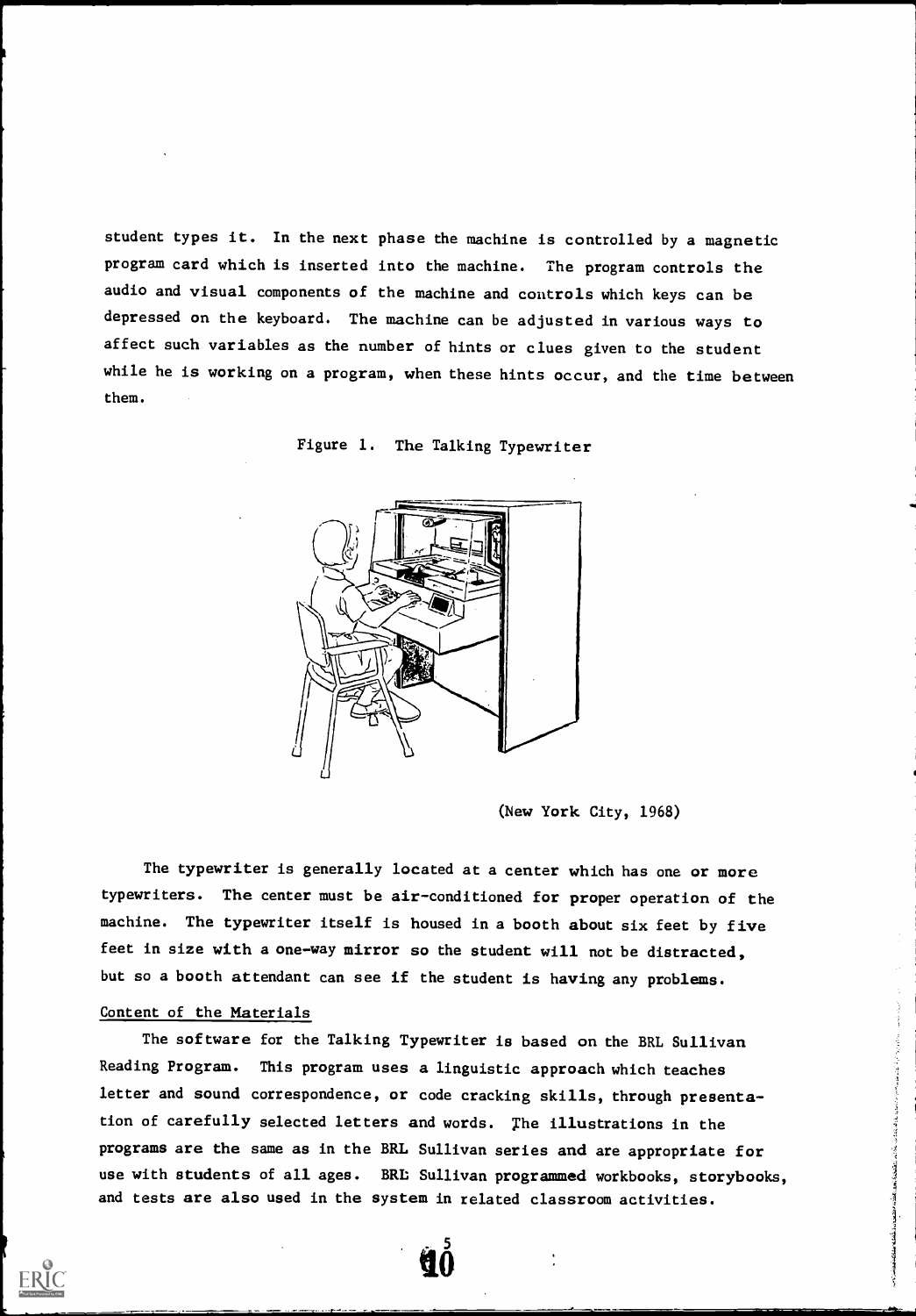student types it. In the next phase the machine is controlled by a magnetic program card which is inserted into the machine. The program controls the audio and visual components of the machine and controls which keys can be depressed on the keyboard. The machine can be adjusted in various ways to affect such variables as the number of hints or clues given to the student while he is working on a program, when these hints occur, and the time between them.

Figure 1. The Talking Typewriter

(New York City, 1968)

The typewriter is generally located at a center which has one or more typewriters. The center must be air-conditioned for proper operation of the machine. The typewriter itself is housed in a booth about six feet by five feet in size with a one-way mirror so the student will not be distracted, but so a booth attendant can see if the student is having any problems.

### Content of the Materials

The software for the Talking Typewriter is based on the BRL Sullivan Reading Program. This program uses a linguistic approach which teaches letter and sound correspondence, or code cracking skills, through presentation of carefully selected letters and words. The illustrations in the programs are the same as in the BRL Sullivan series and are appropriate for use with students of all ages. BRL Sullivan programmed workbooks, storybooks, and tests are also used in the system in related classroom activities.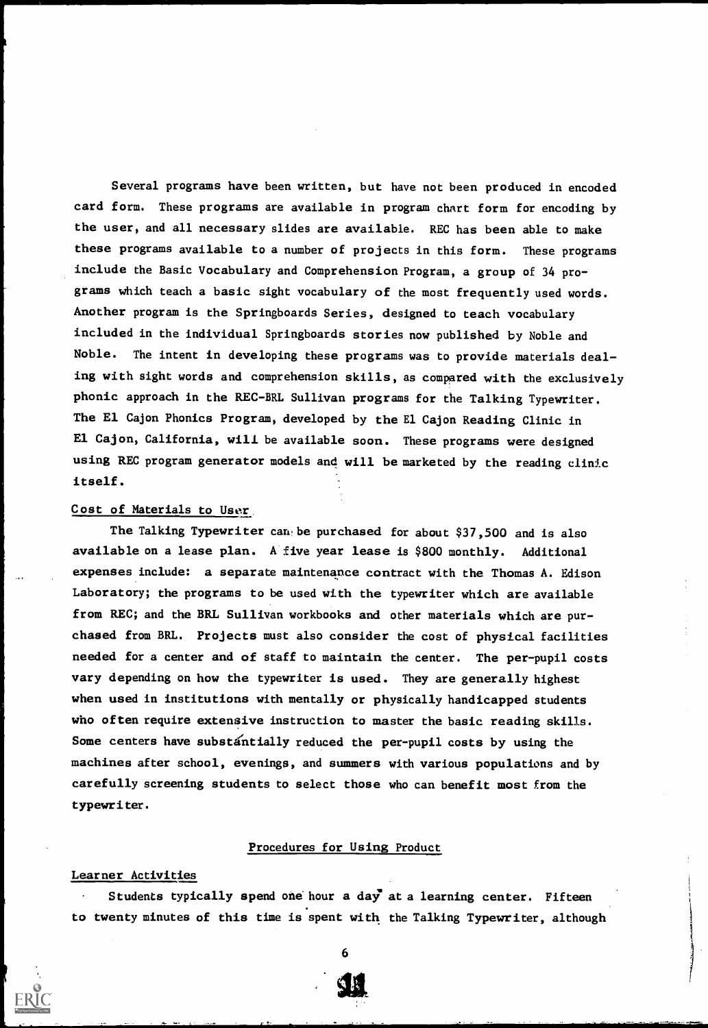Several programs have been written, but have not been produced in encoded card form. These programs are available in program chart form for encoding by the user, and all necessary slides are available. REC has been able to make these programs available to a number of projects in this form. These programs include the Basic Vocabulary and Comprehension Program, a group of 34 programs which teach a basic sight vocabulary of the most frequently used words. Another program is the Springboards Series, designed to teach vocabulary included in the individual Springboards stories now published by Noble and Noble. The intent in developing these programs was to provide materials dealing with sight words and comprehension skills, as compared with the exclusively phonic approach in the REC-BRL Sullivan programs for the Talking Typewriter. The El Cajon Phonics Program, developed by the El Cajon Reading Clinic in El Cajon, California, will be available soon. These programs were designed using REC program generator models and will be marketed by the reading clinic itself.

Cost of Materials to User

The Talking Typewriter can be purchased for about $37,500 and is also available on a lease plan. A five year lease is $800 monthly. Additional expenses include: a separate maintenance contract with the Thomas A. Edison Laboratory; the programs to be used with the typewriter which are available from REC; and the BRL Sullivan workbooks and other materials which are purchased from BRL. Projects must also consider the cost of physical facilities needed for a center and of staff to maintain the center. The per-pupil costs vary depending on how the typewriter is used. They are generally highest when used in institutions with mentally or physically handicapped students who often require extensive instruction to master the basic reading skills. Some centers have substantially reduced the per-pupil costs by using the machines after school, evenings, and summers with various populations and by carefully screening students to select those who can benefit most from the typewriter.

## Procedures for Using Product

Learner Activities

Students typically spend one hour a day at a learning center. Fifteen to twenty minutes of this time is spent with the Talking Typewriter, although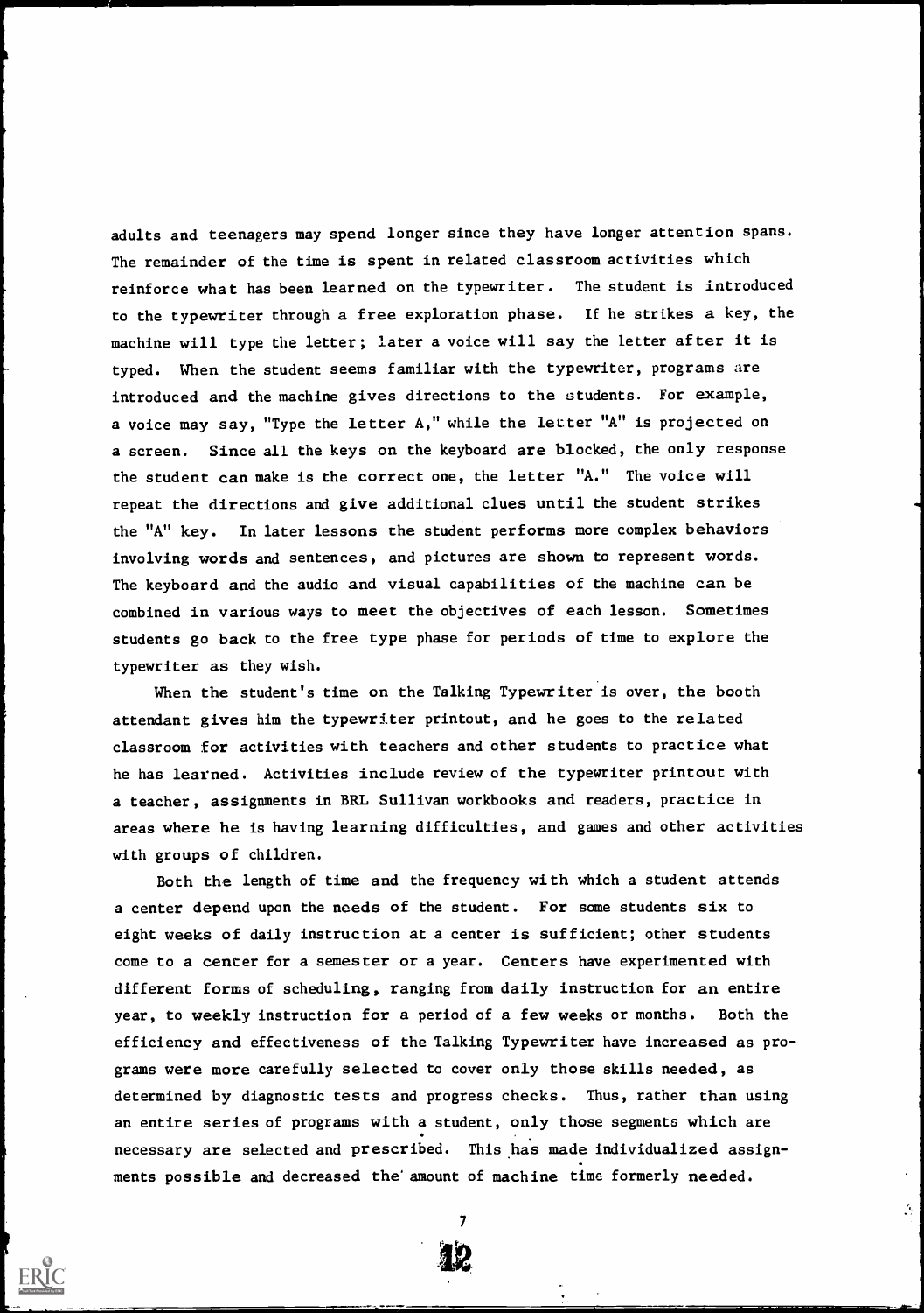adults and teenagers may spend longer since they have longer attention spans. The remainder of the time is spent in related classroom activities which reinforce what has been learned on the typewriter. The student is introduced to the typewriter through a free exploration phase. If he strikes a key, the machine will type the letter; later a voice will say the letter after it is typed. When the student seems familiar with the typewriter, programs are introduced and the machine gives directions to the students. For example, a voice may say, "Type the letter A," while the letter "A" is projected on a screen. Since all the keys on the keyboard are blocked, the only response the student can make is the correct one, the letter "A." The voice will repeat the directions and give additional clues until the student strikes the "A" key. In later lessons the student performs more complex behaviors involving words and sentences, and pictures are shown to represent words. The keyboard and the audio and visual capabilities of the machine can be combined in various ways to meet the objectives of each lesson. Sometimes students go back to the free type phase for periods of time to explore the typewriter as they wish.

When the student's time on the Talking Typewriter is over, the booth attendant gives him the typewriter printout, and he goes to the related classroom for activities with teachers and other students to practice what he has learned. Activities include review of the typewriter printout with a teacher, assignments in BRL Sullivan workbooks and readers, practice in areas where he is having learning difficulties, and games and other activities with groups of children.

Both the length of time and the frequency with which a student attends a center depend upon the needs of the student. For some students six to eight weeks of daily instruction at a center is sufficient; other students come to a center for a semester or a year. Centers have experimented with different forms of scheduling, ranging from daily instruction for an entire year, to weekly instruction for a period of a few weeks or months. Both the efficiency and effectiveness of the Talking Typewriter have increased as programs were more carefully selected to cover only those skills needed, as determined by diagnostic tests and progress checks. Thus, rather than using an entire series of programs with a student, only those segments which are necessary are selected and prescribed. This has made individualized assignments possible and decreased the amount of machine time formerly needed.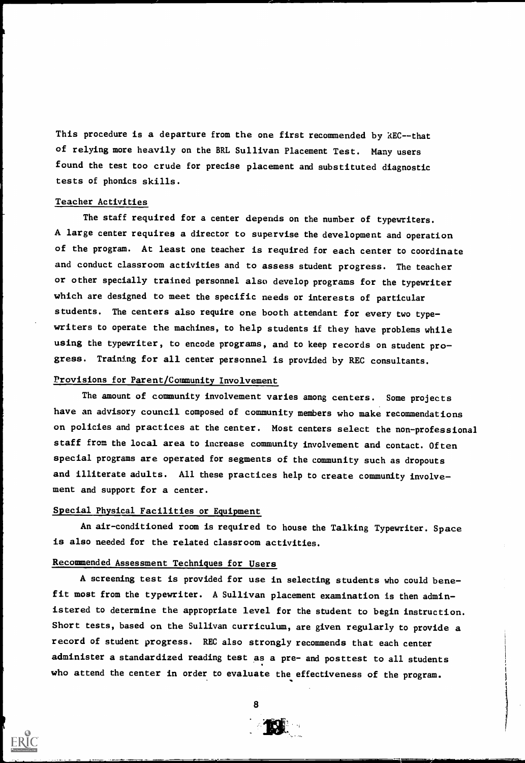This procedure is a departure from the one first recommended by REC--that of relying more heavily on the BRL Sullivan Placement Test. Many users found the test too crude for precise placement and substituted diagnostic tests of phonics skills.

## Teacher Activities

The staff required for a center depends on the number of typewriters. A large center requires a director to supervise the development and operation of the program. At least one teacher is required for each center to coordinate and conduct classroom activities and to assess student progress. The teacher or other specially trained personnel also develop programs for the typewriter which are designed to meet the specific needs or interests of particular students. The centers also require one booth attendant for every two typewriters to operate the machines, to help students if they have problems while using the typewriter, to encode programs, and to keep records on student progress. Training for all center personnel is provided by REC consultants.

## Provisions for Parent/Community Involvement

The amount of community involvement varies among centers. Some projects have an advisory council composed of community members who make recommendations on policies and practices at the center. Most centers select the non-professional staff from the local area to increase community involvement and contact. Often special programs are operated for segments of the community such as dropouts and illiterate adults. All these practices help to create community involvement and support for a center.

## Special Physical Facilities or Equipment

An air-conditioned room is required to house the Talking Typewriter. Space is also needed for the related classroom activities.

## Recommended Assessment Techniques for Users

A screening test is provided for use in selecting students who could benefit most from the typewriter. A Sullivan placement examination is then administered to determine the appropriate level for the student to begin instruction. Short tests, based on the Sullivan curriculum, are given regularly to provide a record of student progress. REC also strongly recommends that each center administer a standardized reading test as a pre- and posttest to all students who attend the center in order to evaluate the effectiveness of the program.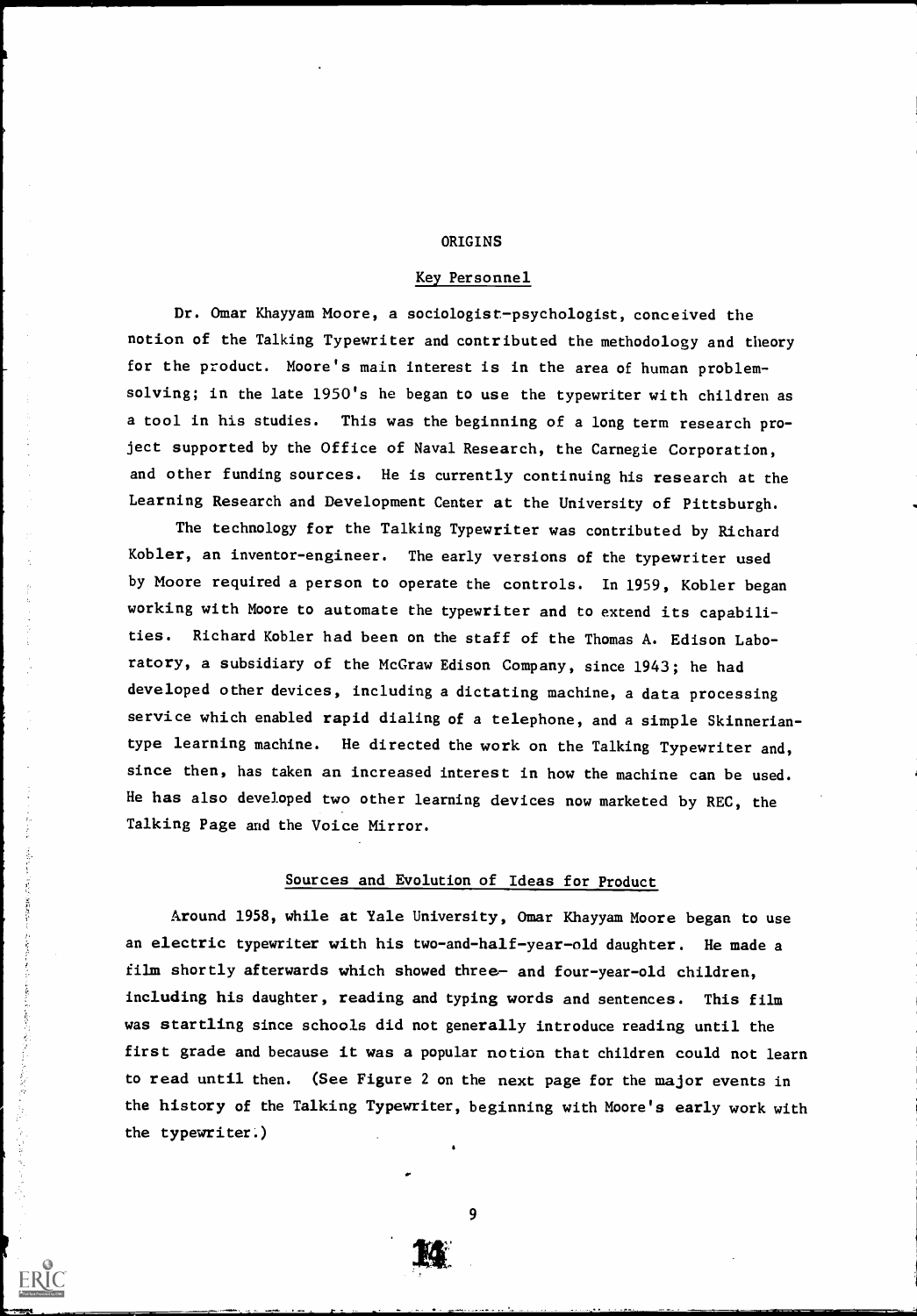## ORIGINS

### Key Personnel

Dr. Omar Khayyam Moore, a sociologist-psychologist, conceived the notion of the Talking Typewriter and contributed the methodology and theory for the product. Moore's main interest is in the area of human problem-solving; in the late 1950's he began to use the typewriter with children as a tool in his studies. This was the beginning of a long term research project supported by the Office of Naval Research, the Carnegie Corporation, and other funding sources. He is currently continuing his research at the Learning Research and Development Center at the University of Pittsburgh.

The technology for the Talking Typewriter was contributed by Richard Kobler, an inventor-engineer. The early versions of the typewriter used by Moore required a person to operate the controls. In 1959, Kobler began working with Moore to automate the typewriter and to extend its capabilities. Richard Kobler had been on the staff of the Thomas A. Edison Laboratory, a subsidiary of the McGraw Edison Company, since 1943; he had developed other devices, including a dictating machine, a data processing service which enabled rapid dialing of a telephone, and a simple Skinnerian-type learning machine. He directed the work on the Talking Typewriter and, since then, has taken an increased interest in how the machine can be used. He has also developed two other learning devices now marketed by REC, the Talking Page and the Voice Mirror.

### Sources and Evolution of Ideas for Product

Around 1958, while at Yale University, Omar Khayyam Moore began to use an electric typewriter with his two-and-half-year-old daughter. He made a film shortly afterwards which showed three- and four-year-old children, including his daughter, reading and typing words and sentences. This film was startling since schools did not generally introduce reading until the first grade and because it was a popular notion that children could not learn to read until then. (See Figure 2 on the next page for the major events in the history of the Talking Typewriter, beginning with Moore's early work with the typewriter.)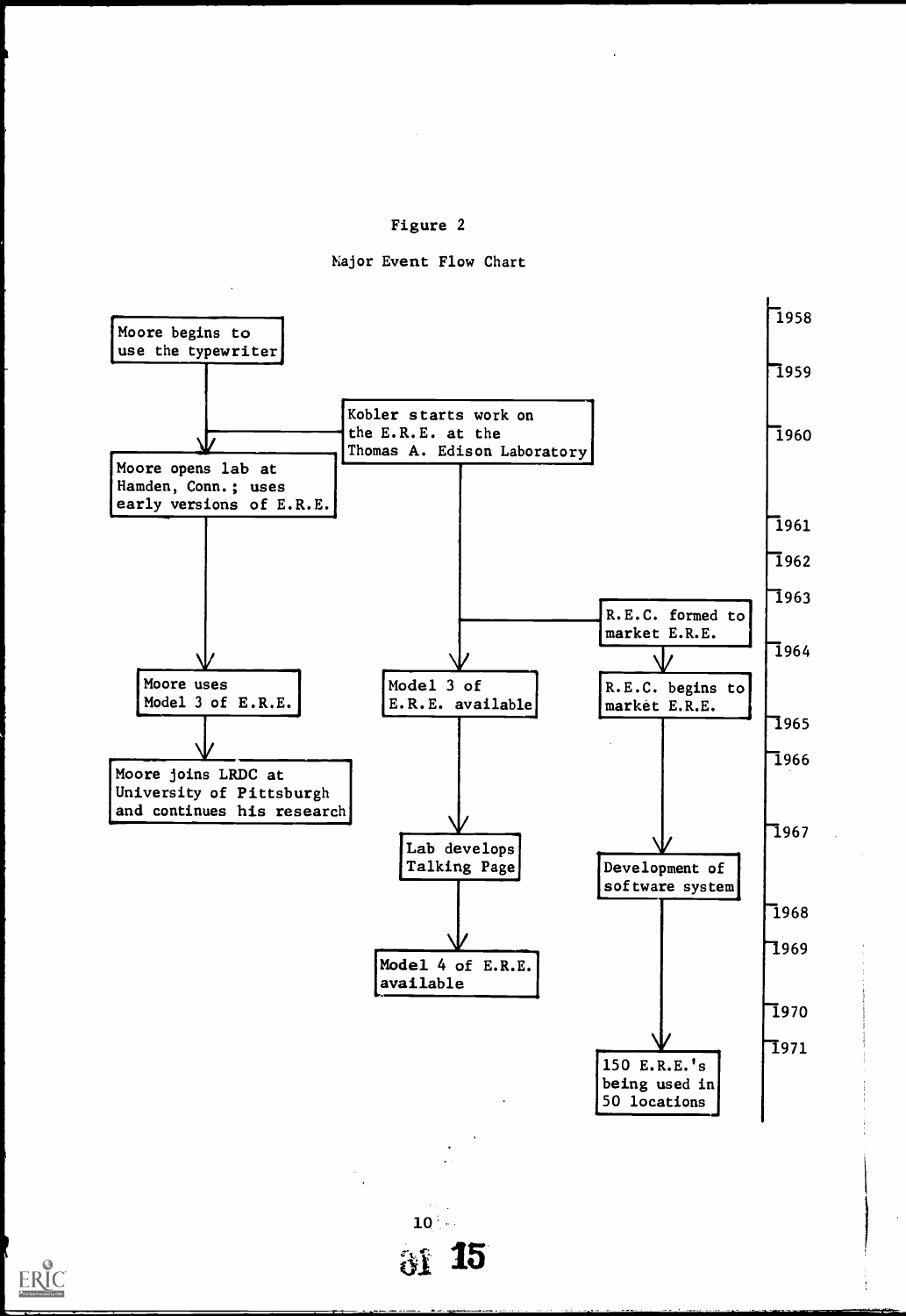Figure 2

Major Event Flow Chart

| Year | Moore | E.R.E. / Laboratory | R.E.C. |
|---|---|---|---|
| 1958 | Moore begins to use the typewriter | | |
| 1960 | Moore opens lab at Hamden, Conn.; uses early versions of E.R.E. | Kobler starts work on the E.R.E. at the Thomas A. Edison Laboratory | |
| 1963 | | | R.E.C. formed to market E.R.E. |
| 1964 | Moore uses Model 3 of E.R.E. | Model 3 of E.R.E. available | R.E.C. begins to market E.R.E. |
| 1966 | Moore joins LRDC at University of Pittsburgh and continues his research | | |
| 1967 | | Lab develops Talking Page | Development of software system |
| 1969 | | Model 4 of E.R.E. available | |
| 1971 | | | 150 E.R.E.'s being used in 50 locations |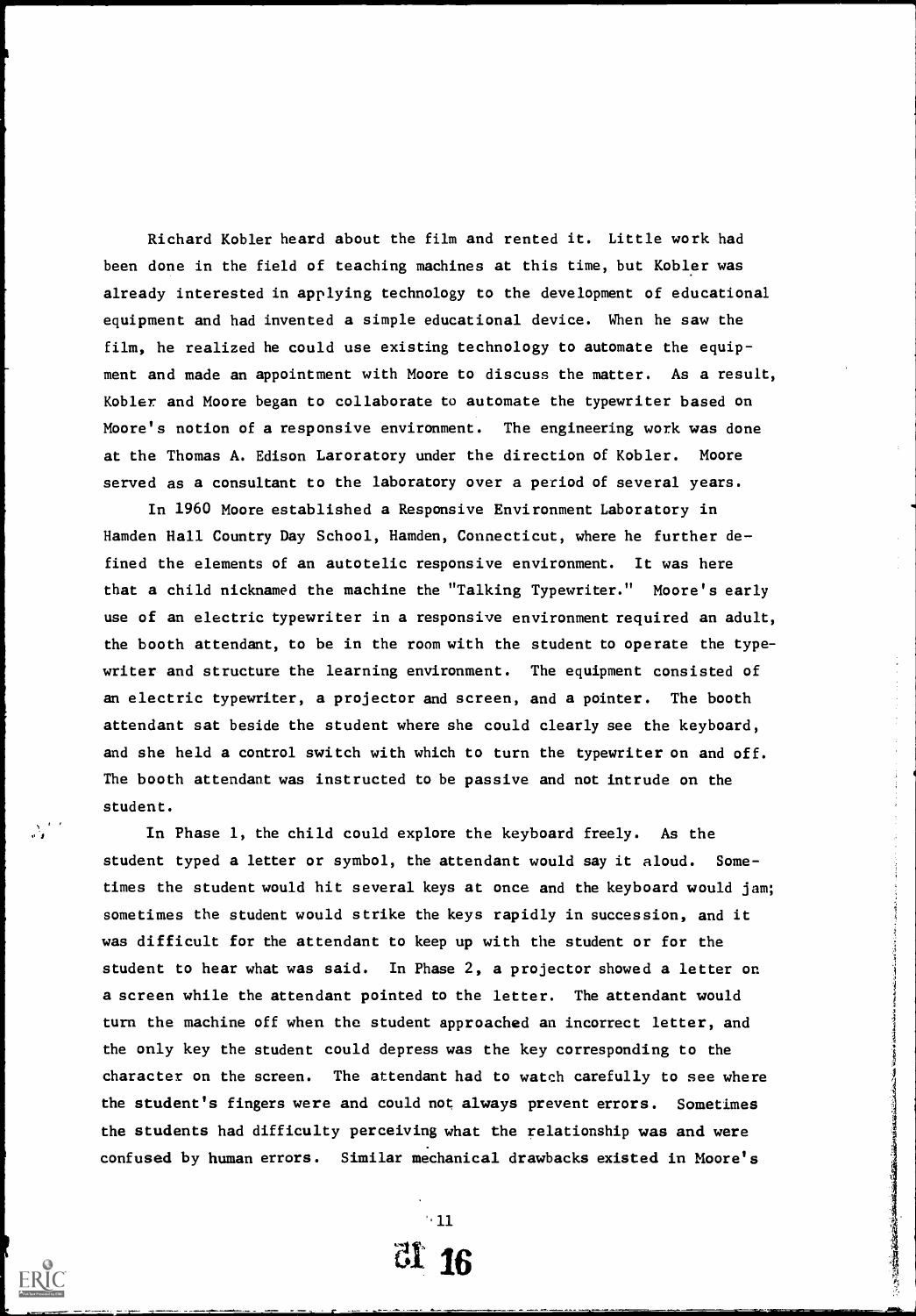Richard Kobler heard about the film and rented it. Little work had been done in the field of teaching machines at this time, but Kobler was already interested in applying technology to the development of educational equipment and had invented a simple educational device. When he saw the film, he realized he could use existing technology to automate the equipment and made an appointment with Moore to discuss the matter. As a result, Kobler and Moore began to collaborate to automate the typewriter based on Moore's notion of a responsive environment. The engineering work was done at the Thomas A. Edison Laroratory under the direction of Kobler. Moore served as a consultant to the laboratory over a period of several years.

In 1960 Moore established a Responsive Environment Laboratory in Hamden Hall Country Day School, Hamden, Connecticut, where he further defined the elements of an autotelic responsive environment. It was here that a child nicknamed the machine the "Talking Typewriter." Moore's early use of an electric typewriter in a responsive environment required an adult, the booth attendant, to be in the room with the student to operate the typewriter and structure the learning environment. The equipment consisted of an electric typewriter, a projector and screen, and a pointer. The booth attendant sat beside the student where she could clearly see the keyboard, and she held a control switch with which to turn the typewriter on and off. The booth attendant was instructed to be passive and not intrude on the student.

In Phase 1, the child could explore the keyboard freely. As the student typed a letter or symbol, the attendant would say it aloud. Sometimes the student would hit several keys at once and the keyboard would jam; sometimes the student would strike the keys rapidly in succession, and it was difficult for the attendant to keep up with the student or for the student to hear what was said. In Phase 2, a projector showed a letter on a screen while the attendant pointed to the letter. The attendant would turn the machine off when the student approached an incorrect letter, and the only key the student could depress was the key corresponding to the character on the screen. The attendant had to watch carefully to see where the student's fingers were and could not always prevent errors. Sometimes the students had difficulty perceiving what the relationship was and were confused by human errors. Similar mechanical drawbacks existed in Moore's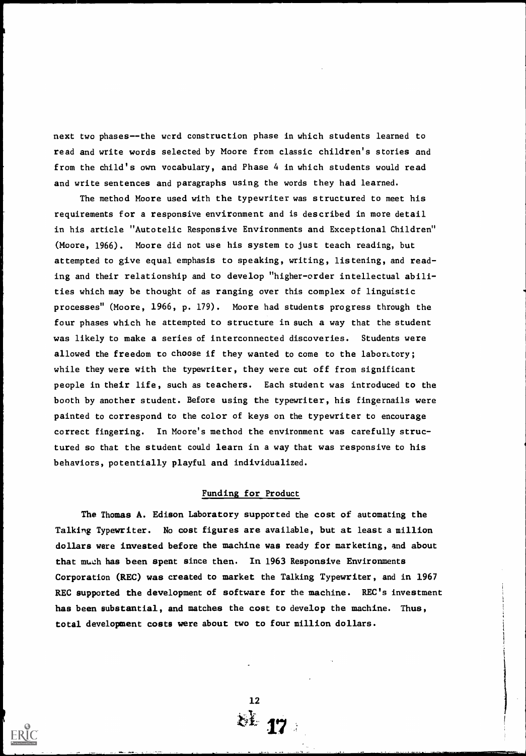next two phases--the word construction phase in which students learned to read and write words selected by Moore from classic children's stories and from the child's own vocabulary, and Phase 4 in which students would read and write sentences and paragraphs using the words they had learned.

The method Moore used with the typewriter was structured to meet his requirements for a responsive environment and is described in more detail in his article "Autotelic Responsive Environments and Exceptional Children" (Moore, 1966). Moore did not use his system to just teach reading, but attempted to give equal emphasis to speaking, writing, listening, and reading and their relationship and to develop "higher-order intellectual abilities which may be thought of as ranging over this complex of linguistic processes" (Moore, 1966, p. 179). Moore had students progress through the four phases which he attempted to structure in such a way that the student was likely to make a series of interconnected discoveries. Students were allowed the freedom to choose if they wanted to come to the laboratory; while they were with the typewriter, they were cut off from significant people in their life, such as teachers. Each student was introduced to the booth by another student. Before using the typewriter, his fingernails were painted to correspond to the color of keys on the typewriter to encourage correct fingering. In Moore's method the environment was carefully structured so that the student could learn in a way that was responsive to his behaviors, potentially playful and individualized.

## Funding for Product

The Thomas A. Edison Laboratory supported the cost of automating the Talking Typewriter. No cost figures are available, but at least a million dollars were invested before the machine was ready for marketing, and about that much has been spent since then. In 1963 Responsive Environments Corporation (REC) was created to market the Talking Typewriter, and in 1967 REC supported the development of software for the machine. REC's investment has been substantial, and matches the cost to develop the machine. Thus, total development costs were about two to four million dollars.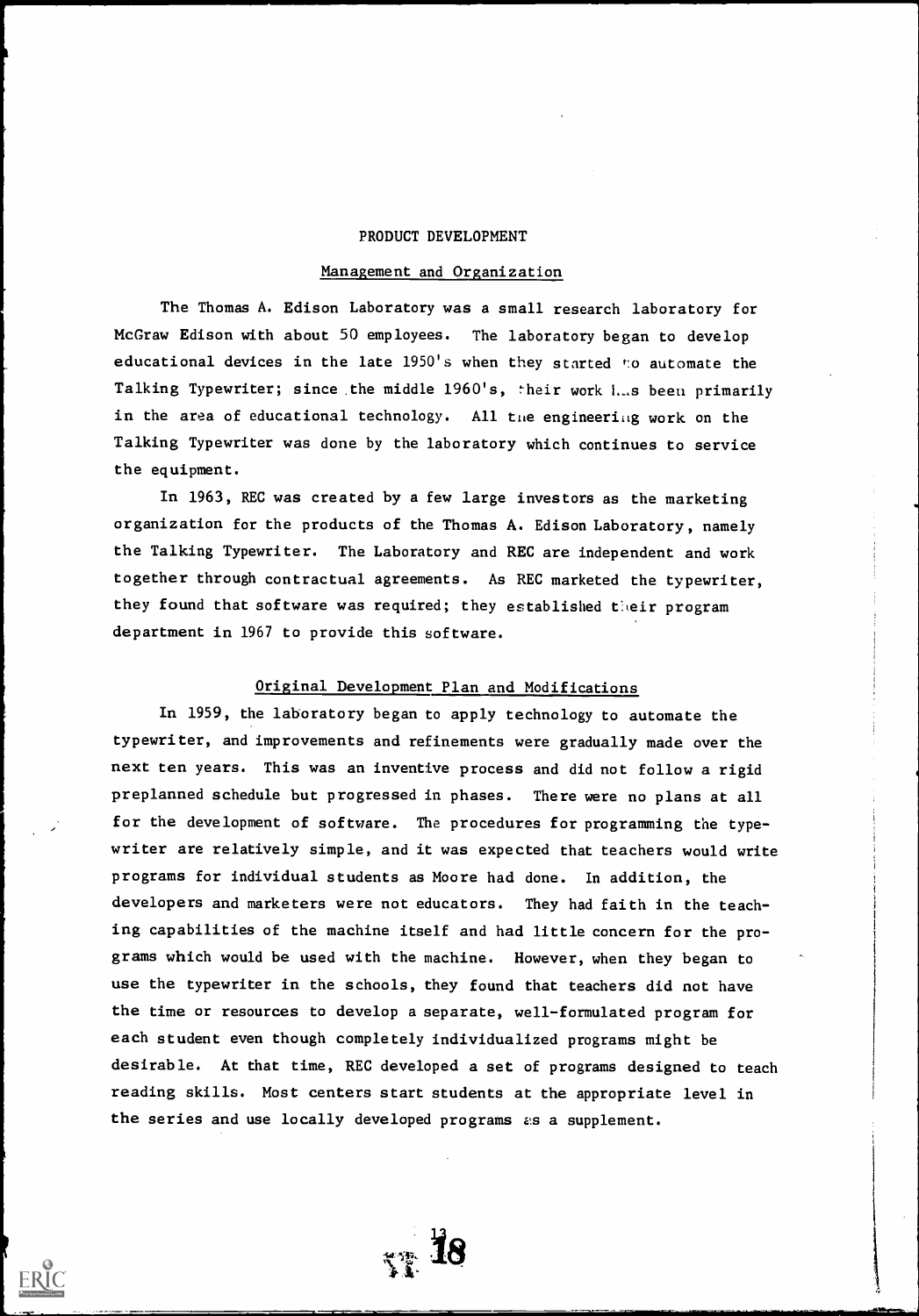# PRODUCT DEVELOPMENT

## Management and Organization

The Thomas A. Edison Laboratory was a small research laboratory for McGraw Edison with about 50 employees. The laboratory began to develop educational devices in the late 1950's when they started to automate the Talking Typewriter; since the middle 1960's, their work has been primarily in the area of educational technology. All the engineering work on the Talking Typewriter was done by the laboratory which continues to service the equipment.

In 1963, REC was created by a few large investors as the marketing organization for the products of the Thomas A. Edison Laboratory, namely the Talking Typewriter. The Laboratory and REC are independent and work together through contractual agreements. As REC marketed the typewriter, they found that software was required; they established their program department in 1967 to provide this software.

## Original Development Plan and Modifications

In 1959, the laboratory began to apply technology to automate the typewriter, and improvements and refinements were gradually made over the next ten years. This was an inventive process and did not follow a rigid preplanned schedule but progressed in phases. There were no plans at all for the development of software. The procedures for programming the typewriter are relatively simple, and it was expected that teachers would write programs for individual students as Moore had done. In addition, the developers and marketers were not educators. They had faith in the teaching capabilities of the machine itself and had little concern for the programs which would be used with the machine. However, when they began to use the typewriter in the schools, they found that teachers did not have the time or resources to develop a separate, well-formulated program for each student even though completely individualized programs might be desirable. At that time, REC developed a set of programs designed to teach reading skills. Most centers start students at the appropriate level in the series and use locally developed programs as a supplement.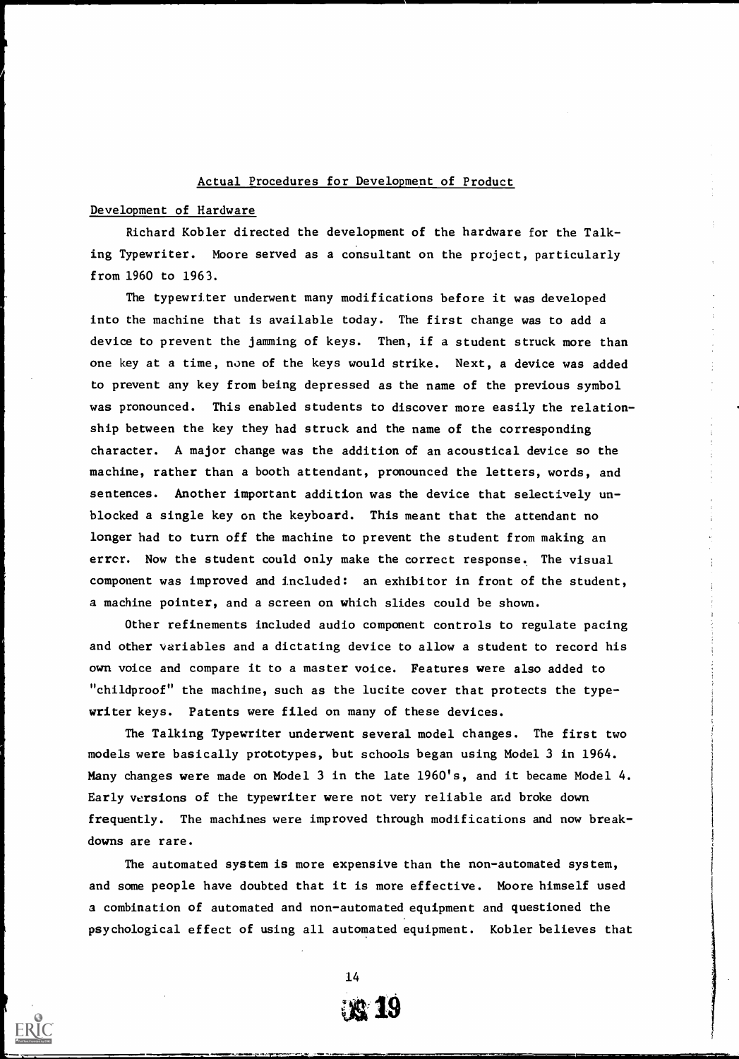## Actual Procedures for Development of Product

### Development of Hardware

Richard Kobler directed the development of the hardware for the Talking Typewriter. Moore served as a consultant on the project, particularly from 1960 to 1963.

The typewriter underwent many modifications before it was developed into the machine that is available today. The first change was to add a device to prevent the jamming of keys. Then, if a student struck more than one key at a time, none of the keys would strike. Next, a device was added to prevent any key from being depressed as the name of the previous symbol was pronounced. This enabled students to discover more easily the relationship between the key they had struck and the name of the corresponding character. A major change was the addition of an acoustical device so the machine, rather than a booth attendant, pronounced the letters, words, and sentences. Another important addition was the device that selectively unblocked a single key on the keyboard. This meant that the attendant no longer had to turn off the machine to prevent the student from making an error. Now the student could only make the correct response. The visual component was improved and included: an exhibitor in front of the student, a machine pointer, and a screen on which slides could be shown.

Other refinements included audio component controls to regulate pacing and other variables and a dictating device to allow a student to record his own voice and compare it to a master voice. Features were also added to "childproof" the machine, such as the lucite cover that protects the typewriter keys. Patents were filed on many of these devices.

The Talking Typewriter underwent several model changes. The first two models were basically prototypes, but schools began using Model 3 in 1964. Many changes were made on Model 3 in the late 1960's, and it became Model 4. Early versions of the typewriter were not very reliable and broke down frequently. The machines were improved through modifications and now breakdowns are rare.

The automated system is more expensive than the non-automated system, and some people have doubted that it is more effective. Moore himself used a combination of automated and non-automated equipment and questioned the psychological effect of using all automated equipment. Kobler believes that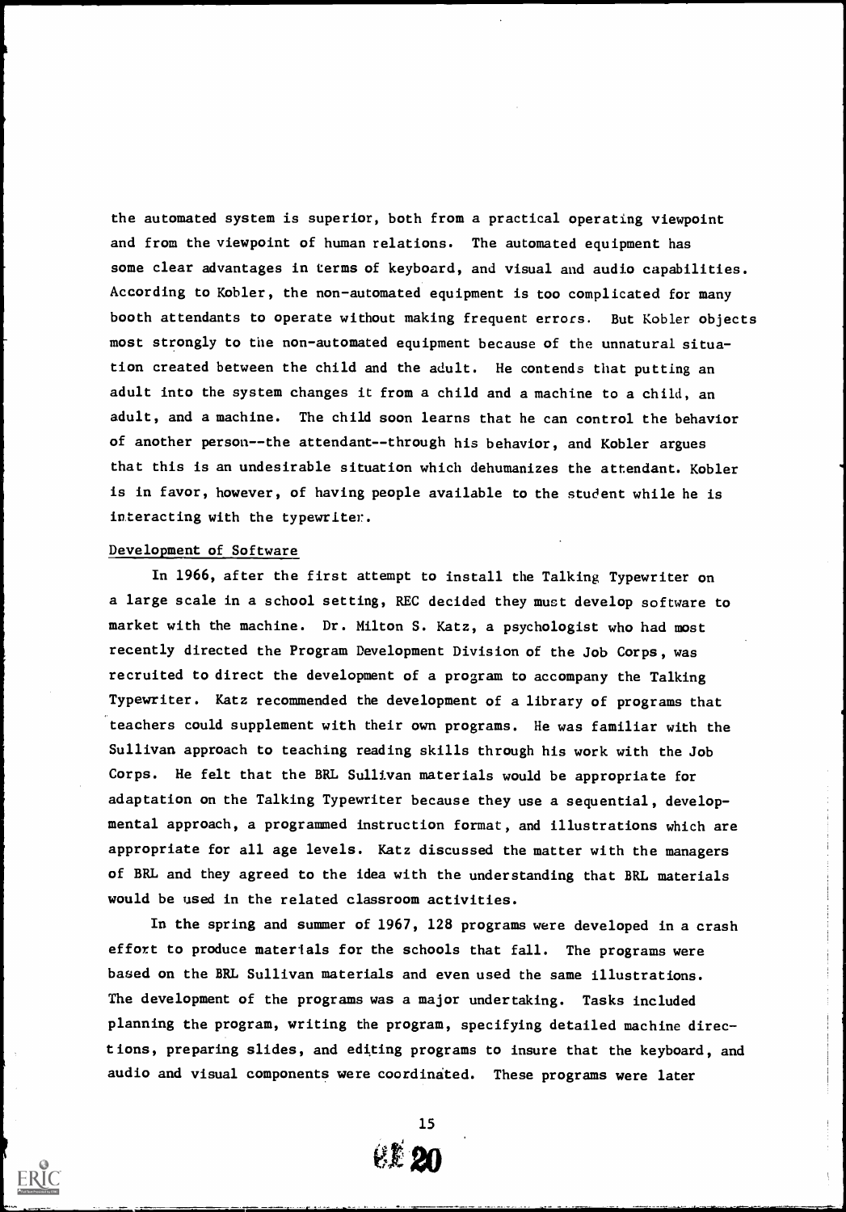the automated system is superior, both from a practical operating viewpoint and from the viewpoint of human relations. The automated equipment has some clear advantages in terms of keyboard, and visual and audio capabilities. According to Kobler, the non-automated equipment is too complicated for many booth attendants to operate without making frequent errors. But Kobler objects most strongly to the non-automated equipment because of the unnatural situation created between the child and the adult. He contends that putting an adult into the system changes it from a child and a machine to a child, an adult, and a machine. The child soon learns that he can control the behavior of another person--the attendant--through his behavior, and Kobler argues that this is an undesirable situation which dehumanizes the attendant. Kobler is in favor, however, of having people available to the student while he is interacting with the typewriter.

## Development of Software

In 1966, after the first attempt to install the Talking Typewriter on a large scale in a school setting, REC decided they must develop software to market with the machine. Dr. Milton S. Katz, a psychologist who had most recently directed the Program Development Division of the Job Corps, was recruited to direct the development of a program to accompany the Talking Typewriter. Katz recommended the development of a library of programs that teachers could supplement with their own programs. He was familiar with the Sullivan approach to teaching reading skills through his work with the Job Corps. He felt that the BRL Sullivan materials would be appropriate for adaptation on the Talking Typewriter because they use a sequential, developmental approach, a programmed instruction format, and illustrations which are appropriate for all age levels. Katz discussed the matter with the managers of BRL and they agreed to the idea with the understanding that BRL materials would be used in the related classroom activities.

In the spring and summer of 1967, 128 programs were developed in a crash effort to produce materials for the schools that fall. The programs were based on the BRL Sullivan materials and even used the same illustrations. The development of the programs was a major undertaking. Tasks included planning the program, writing the program, specifying detailed machine directions, preparing slides, and editing programs to insure that the keyboard, and audio and visual components were coordinated. These programs were later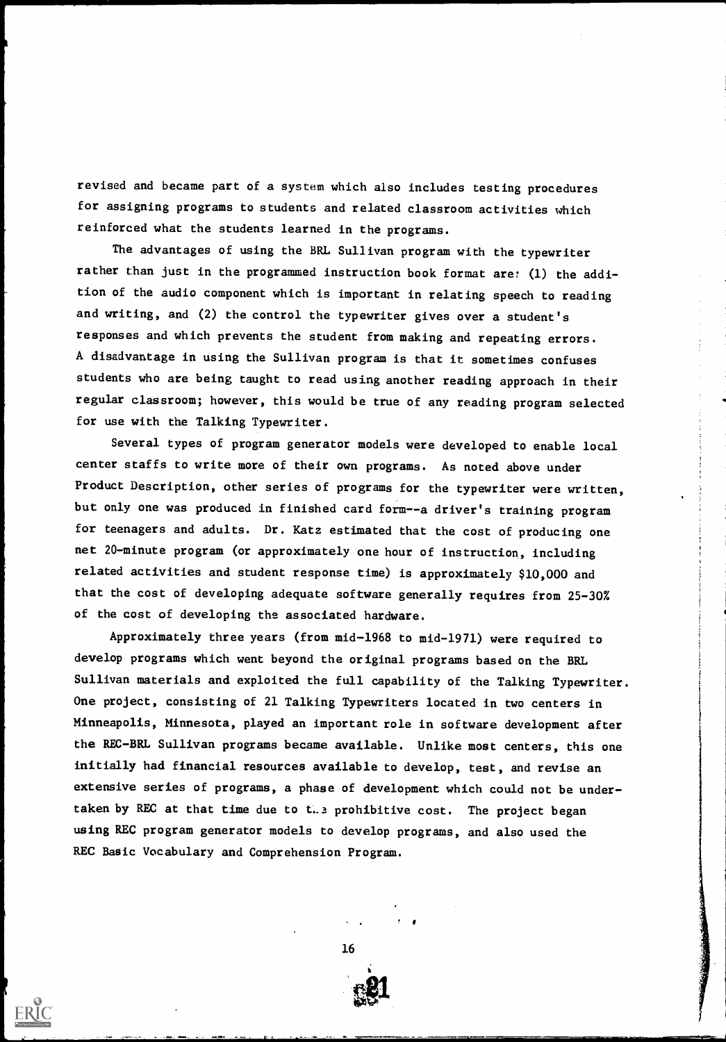revised and became part of a system which also includes testing procedures for assigning programs to students and related classroom activities which reinforced what the students learned in the programs.

The advantages of using the BRL Sullivan program with the typewriter rather than just in the programmed instruction book format are: (1) the addition of the audio component which is important in relating speech to reading and writing, and (2) the control the typewriter gives over a student's responses and which prevents the student from making and repeating errors. A disadvantage in using the Sullivan program is that it sometimes confuses students who are being taught to read using another reading approach in their regular classroom; however, this would be true of any reading program selected for use with the Talking Typewriter.

Several types of program generator models were developed to enable local center staffs to write more of their own programs. As noted above under Product Description, other series of programs for the typewriter were written, but only one was produced in finished card form--a driver's training program for teenagers and adults. Dr. Katz estimated that the cost of producing one net 20-minute program (or approximately one hour of instruction, including related activities and student response time) is approximately $10,000 and that the cost of developing adequate software generally requires from 25-30% of the cost of developing the associated hardware.

Approximately three years (from mid-1968 to mid-1971) were required to develop programs which went beyond the original programs based on the BRL Sullivan materials and exploited the full capability of the Talking Typewriter. One project, consisting of 21 Talking Typewriters located in two centers in Minneapolis, Minnesota, played an important role in software development after the REC-BRL Sullivan programs became available. Unlike most centers, this one initially had financial resources available to develop, test, and revise an extensive series of programs, a phase of development which could not be undertaken by REC at that time due to the prohibitive cost. The project began using REC program generator models to develop programs, and also used the REC Basic Vocabulary and Comprehension Program.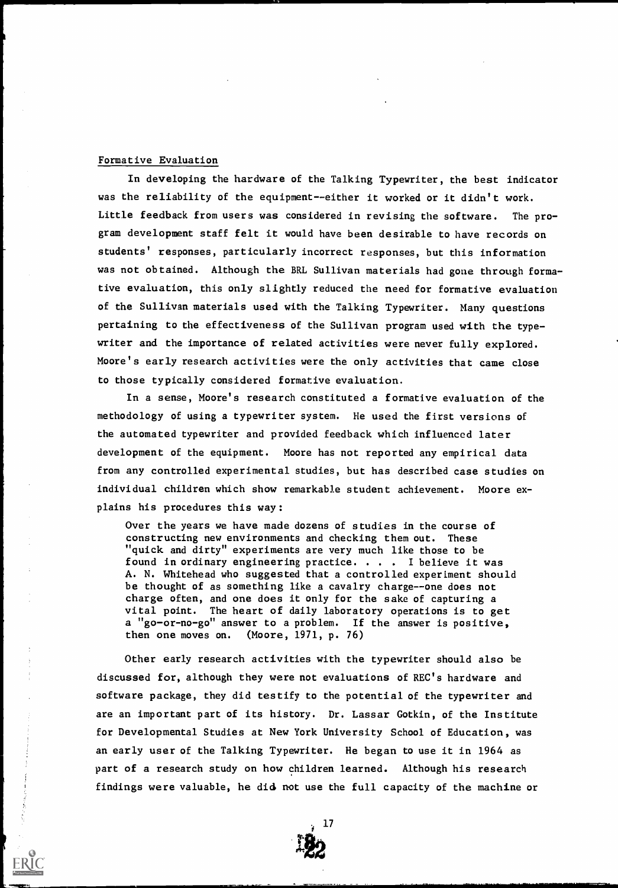### Formative Evaluation

In developing the hardware of the Talking Typewriter, the best indicator was the reliability of the equipment--either it worked or it didn't work. Little feedback from users was considered in revising the software. The program development staff felt it would have been desirable to have records on students' responses, particularly incorrect responses, but this information was not obtained. Although the BRL Sullivan materials had gone through formative evaluation, this only slightly reduced the need for formative evaluation of the Sullivan materials used with the Talking Typewriter. Many questions pertaining to the effectiveness of the Sullivan program used with the typewriter and the importance of related activities were never fully explored. Moore's early research activities were the only activities that came close to those typically considered formative evaluation.

In a sense, Moore's research constituted a formative evaluation of the methodology of using a typewriter system. He used the first versions of the automated typewriter and provided feedback which influenced later development of the equipment. Moore has not reported any empirical data from any controlled experimental studies, but has described case studies on individual children which show remarkable student achievement. Moore explains his procedures this way:

> Over the years we have made dozens of studies in the course of constructing new environments and checking them out. These "quick and dirty" experiments are very much like those to be found in ordinary engineering practice. . . . I believe it was A. N. Whitehead who suggested that a controlled experiment should be thought of as something like a cavalry charge--one does not charge often, and one does it only for the sake of capturing a vital point. The heart of daily laboratory operations is to get a "go-or-no-go" answer to a problem. If the answer is positive, then one moves on. (Moore, 1971, p. 76)

Other early research activities with the typewriter should also be discussed for, although they were not evaluations of REC's hardware and software package, they did testify to the potential of the typewriter and are an important part of its history. Dr. Lassar Gotkin, of the Institute for Developmental Studies at New York University School of Education, was an early user of the Talking Typewriter. He began to use it in 1964 as part of a research study on how children learned. Although his research findings were valuable, he did not use the full capacity of the machine or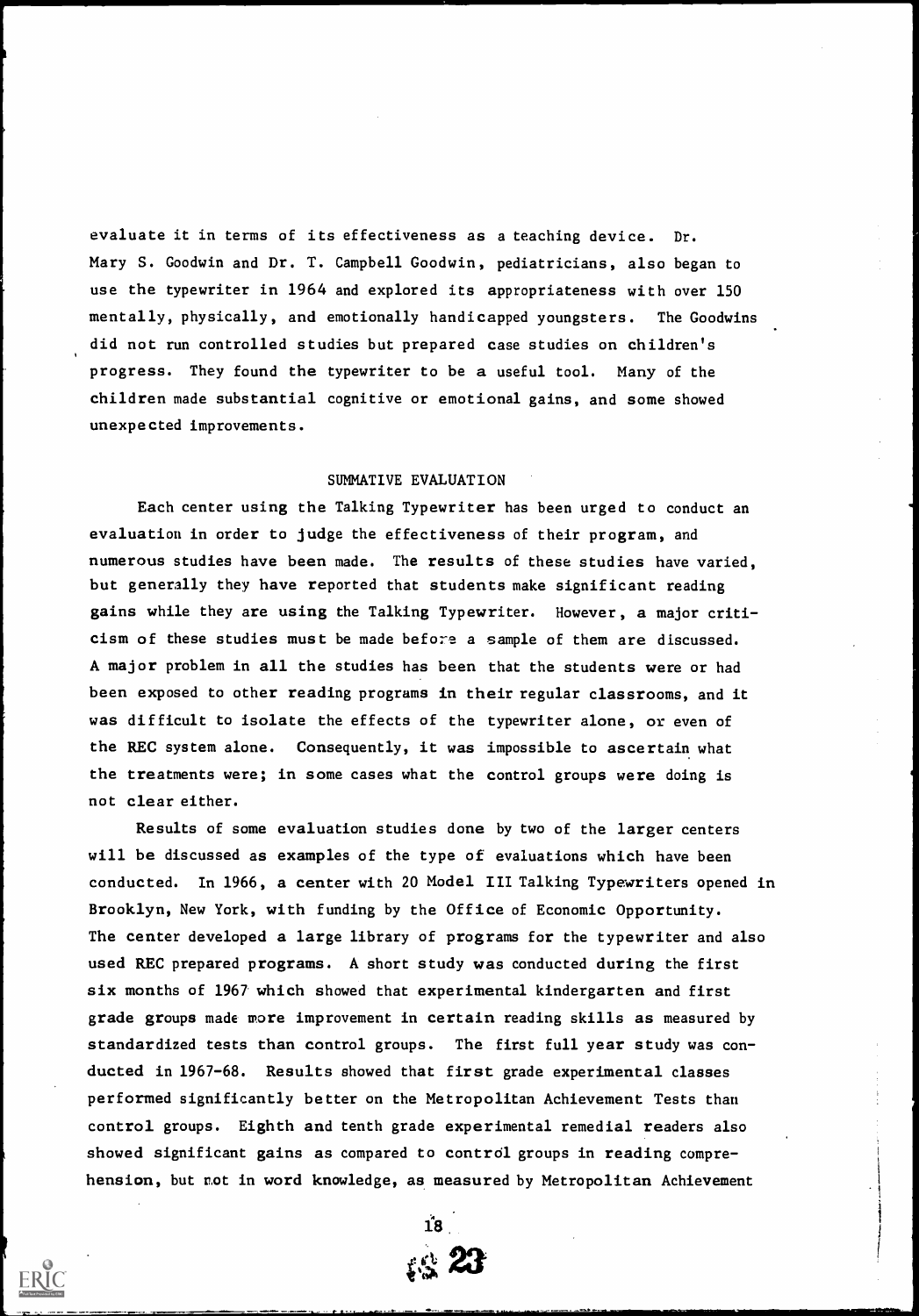evaluate it in terms of its effectiveness as a teaching device. Dr. Mary S. Goodwin and Dr. T. Campbell Goodwin, pediatricians, also began to use the typewriter in 1964 and explored its appropriateness with over 150 mentally, physically, and emotionally handicapped youngsters. The Goodwins did not run controlled studies but prepared case studies on children's progress. They found the typewriter to be a useful tool. Many of the children made substantial cognitive or emotional gains, and some showed unexpected improvements.

## SUMMATIVE EVALUATION

Each center using the Talking Typewriter has been urged to conduct an evaluation in order to judge the effectiveness of their program, and numerous studies have been made. The results of these studies have varied, but generally they have reported that students make significant reading gains while they are using the Talking Typewriter. However, a major criticism of these studies must be made before a sample of them are discussed. A major problem in all the studies has been that the students were or had been exposed to other reading programs in their regular classrooms, and it was difficult to isolate the effects of the typewriter alone, or even of the REC system alone. Consequently, it was impossible to ascertain what the treatments were; in some cases what the control groups were doing is not clear either.

Results of some evaluation studies done by two of the larger centers will be discussed as examples of the type of evaluations which have been conducted. In 1966, a center with 20 Model III Talking Typewriters opened in Brooklyn, New York, with funding by the Office of Economic Opportunity. The center developed a large library of programs for the typewriter and also used REC prepared programs. A short study was conducted during the first six months of 1967 which showed that experimental kindergarten and first grade groups made more improvement in certain reading skills as measured by standardized tests than control groups. The first full year study was conducted in 1967-68. Results showed that first grade experimental classes performed significantly better on the Metropolitan Achievement Tests than control groups. Eighth and tenth grade experimental remedial readers also showed significant gains as compared to control groups in reading comprehension, but not in word knowledge, as measured by Metropolitan Achievement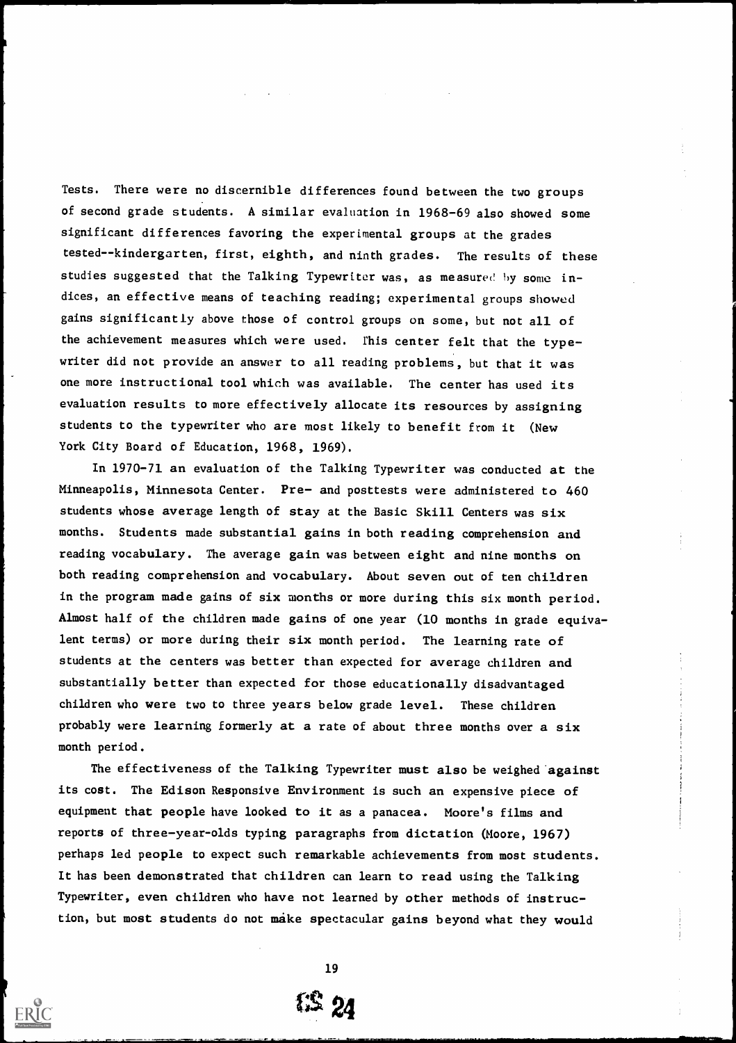Tests. There were no discernible differences found between the two groups of second grade students. A similar evaluation in 1968-69 also showed some significant differences favoring the experimental groups at the grades tested--kindergarten, first, eighth, and ninth grades. The results of these studies suggested that the Talking Typewriter was, as measured by some indices, an effective means of teaching reading; experimental groups showed gains significantly above those of control groups on some, but not all of the achievement measures which were used. This center felt that the typewriter did not provide an answer to all reading problems, but that it was one more instructional tool which was available. The center has used its evaluation results to more effectively allocate its resources by assigning students to the typewriter who are most likely to benefit from it (New York City Board of Education, 1968, 1969).

In 1970-71 an evaluation of the Talking Typewriter was conducted at the Minneapolis, Minnesota Center. Pre- and posttests were administered to 460 students whose average length of stay at the Basic Skill Centers was six months. Students made substantial gains in both reading comprehension and reading vocabulary. The average gain was between eight and nine months on both reading comprehension and vocabulary. About seven out of ten children in the program made gains of six months or more during this six month period. Almost half of the children made gains of one year (10 months in grade equivalent terms) or more during their six month period. The learning rate of students at the centers was better than expected for average children and substantially better than expected for those educationally disadvantaged children who were two to three years below grade level. These children probably were learning formerly at a rate of about three months over a six month period.

The effectiveness of the Talking Typewriter must also be weighed against its cost. The Edison Responsive Environment is such an expensive piece of equipment that people have looked to it as a panacea. Moore's films and reports of three-year-olds typing paragraphs from dictation (Moore, 1967) perhaps led people to expect such remarkable achievements from most students. It has been demonstrated that children can learn to read using the Talking Typewriter, even children who have not learned by other methods of instruction, but most students do not make spectacular gains beyond what they would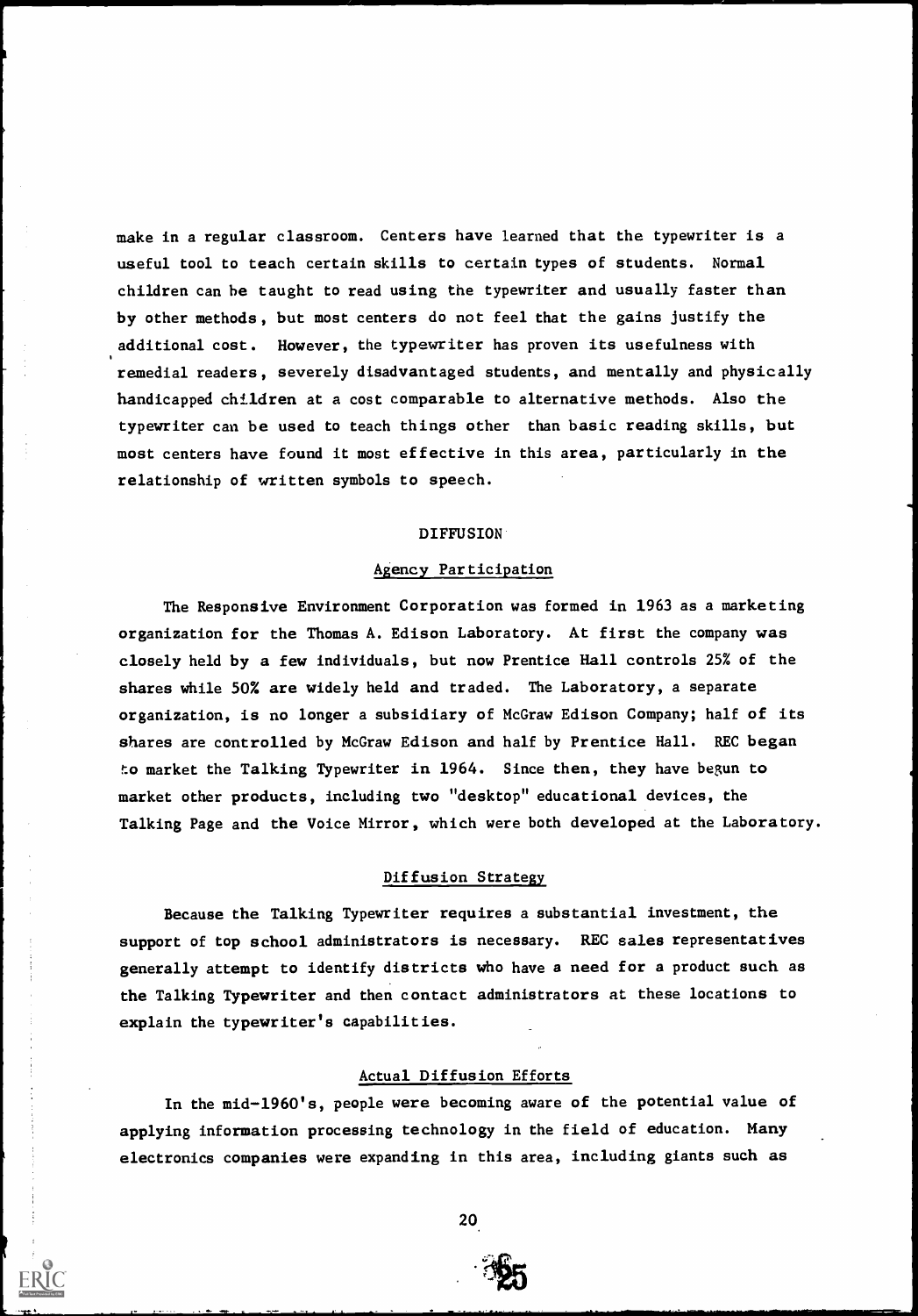make in a regular classroom. Centers have learned that the typewriter is a useful tool to teach certain skills to certain types of students. Normal children can be taught to read using the typewriter and usually faster than by other methods, but most centers do not feel that the gains justify the additional cost. However, the typewriter has proven its usefulness with remedial readers, severely disadvantaged students, and mentally and physically handicapped children at a cost comparable to alternative methods. Also the typewriter can be used to teach things other than basic reading skills, but most centers have found it most effective in this area, particularly in the relationship of written symbols to speech.

## DIFFUSION

### Agency Participation

The Responsive Environment Corporation was formed in 1963 as a marketing organization for the Thomas A. Edison Laboratory. At first the company was closely held by a few individuals, but now Prentice Hall controls 25% of the shares while 50% are widely held and traded. The Laboratory, a separate organization, is no longer a subsidiary of McGraw Edison Company; half of its shares are controlled by McGraw Edison and half by Prentice Hall. REC began to market the Talking Typewriter in 1964. Since then, they have begun to market other products, including two "desktop" educational devices, the Talking Page and the Voice Mirror, which were both developed at the Laboratory.

### Diffusion Strategy

Because the Talking Typewriter requires a substantial investment, the support of top school administrators is necessary. REC sales representatives generally attempt to identify districts who have a need for a product such as the Talking Typewriter and then contact administrators at these locations to explain the typewriter's capabilities.

### Actual Diffusion Efforts

In the mid-1960's, people were becoming aware of the potential value of applying information processing technology in the field of education. Many electronics companies were expanding in this area, including giants such as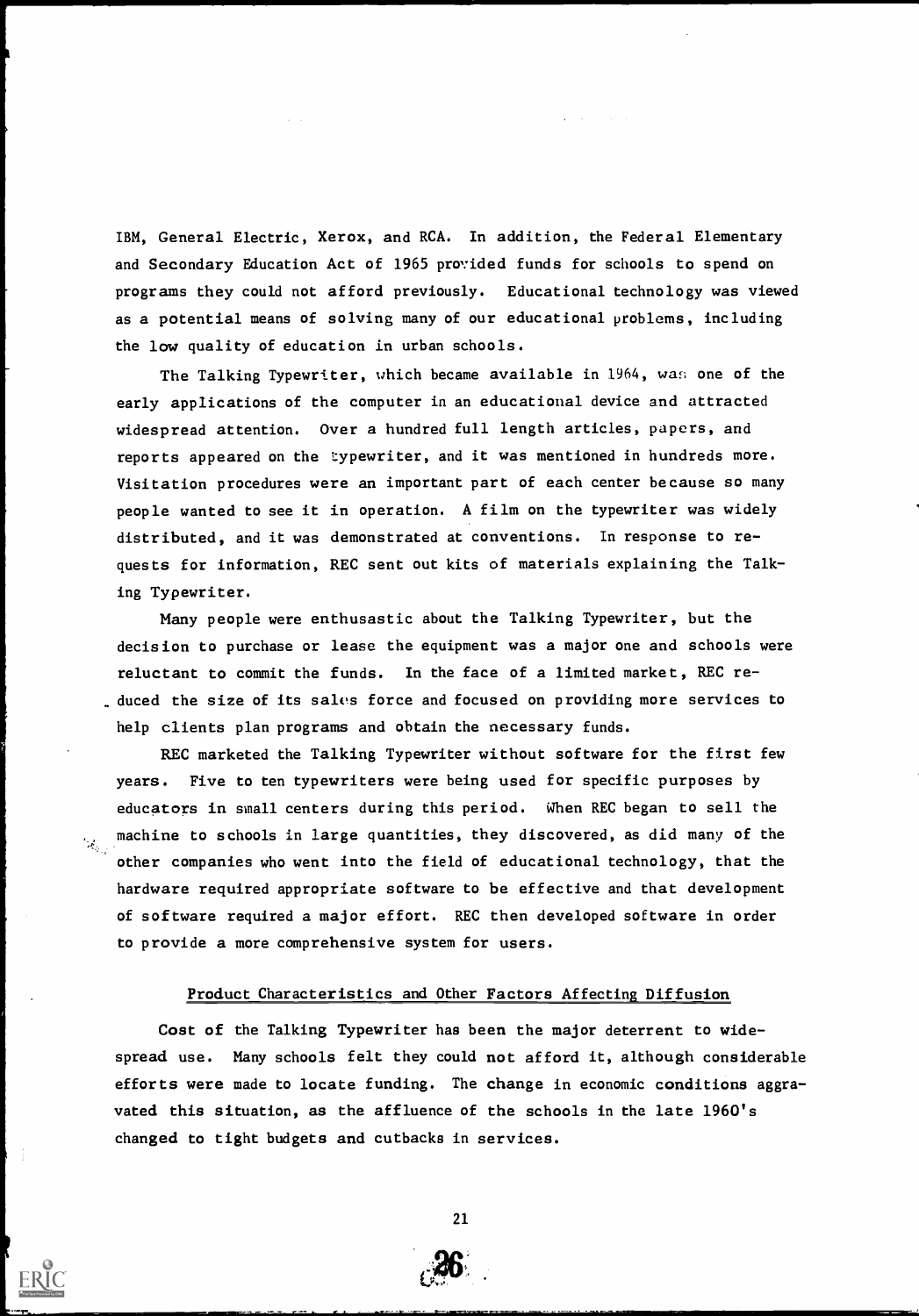IBM, General Electric, Xerox, and RCA. In addition, the Federal Elementary and Secondary Education Act of 1965 provided funds for schools to spend on programs they could not afford previously. Educational technology was viewed as a potential means of solving many of our educational problems, including the low quality of education in urban schools.

The Talking Typewriter, which became available in 1964, was one of the early applications of the computer in an educational device and attracted widespread attention. Over a hundred full length articles, papers, and reports appeared on the typewriter, and it was mentioned in hundreds more. Visitation procedures were an important part of each center because so many people wanted to see it in operation. A film on the typewriter was widely distributed, and it was demonstrated at conventions. In response to requests for information, REC sent out kits of materials explaining the Talking Typewriter.

Many people were enthusastic about the Talking Typewriter, but the decision to purchase or lease the equipment was a major one and schools were reluctant to commit the funds. In the face of a limited market, REC reduced the size of its sales force and focused on providing more services to help clients plan programs and obtain the necessary funds.

REC marketed the Talking Typewriter without software for the first few years. Five to ten typewriters were being used for specific purposes by educators in small centers during this period. When REC began to sell the machine to schools in large quantities, they discovered, as did many of the other companies who went into the field of educational technology, that the hardware required appropriate software to be effective and that development of software required a major effort. REC then developed software in order to provide a more comprehensive system for users.

## Product Characteristics and Other Factors Affecting Diffusion

Cost of the Talking Typewriter has been the major deterrent to widespread use. Many schools felt they could not afford it, although considerable efforts were made to locate funding. The change in economic conditions aggravated this situation, as the affluence of the schools in the late 1960's changed to tight budgets and cutbacks in services.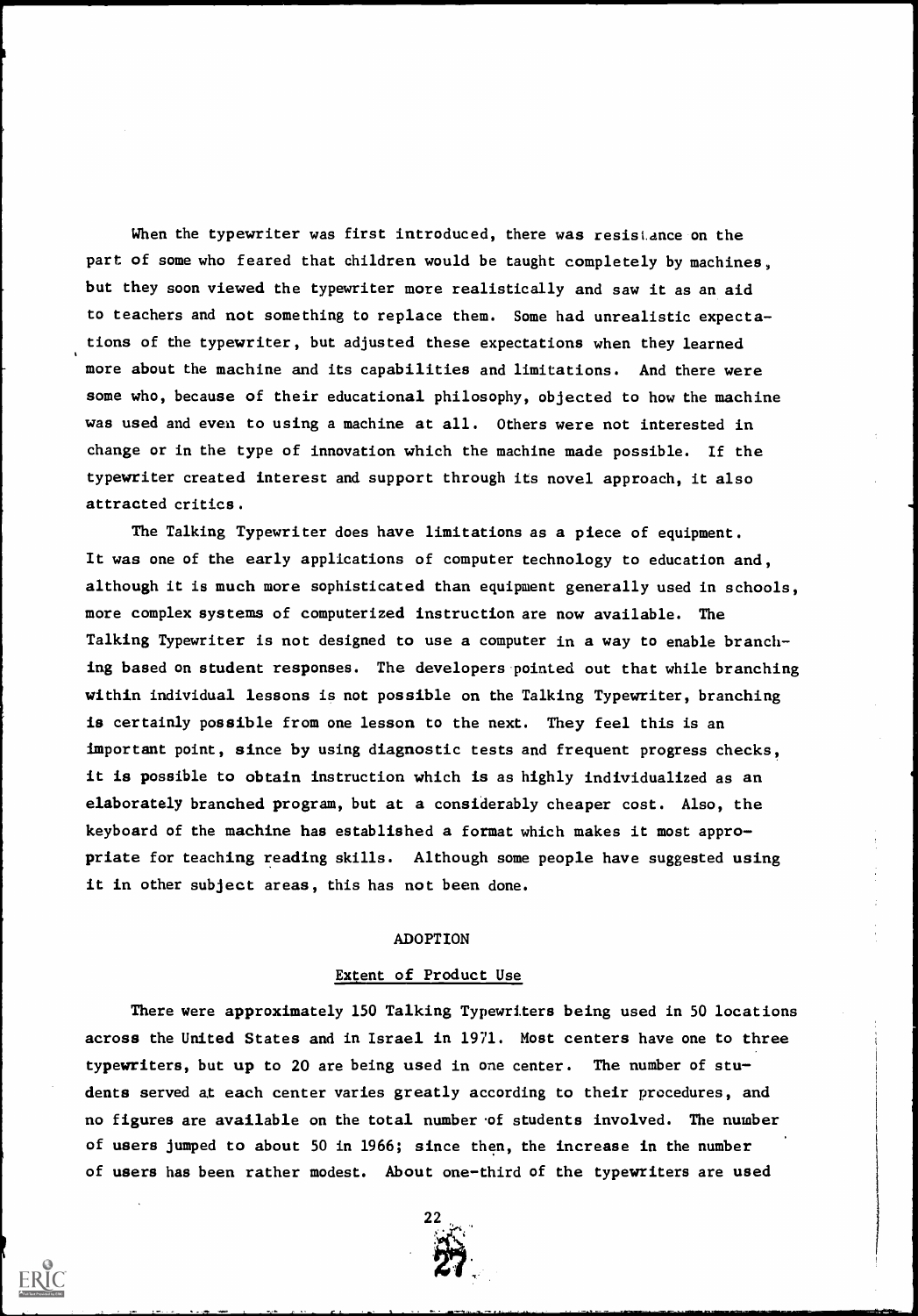When the typewriter was first introduced, there was resistance on the part of some who feared that children would be taught completely by machines, but they soon viewed the typewriter more realistically and saw it as an aid to teachers and not something to replace them. Some had unrealistic expectations of the typewriter, but adjusted these expectations when they learned more about the machine and its capabilities and limitations. And there were some who, because of their educational philosophy, objected to how the machine was used and even to using a machine at all. Others were not interested in change or in the type of innovation which the machine made possible. If the typewriter created interest and support through its novel approach, it also attracted critics.

The Talking Typewriter does have limitations as a piece of equipment. It was one of the early applications of computer technology to education and, although it is much more sophisticated than equipment generally used in schools, more complex systems of computerized instruction are now available. The Talking Typewriter is not designed to use a computer in a way to enable branching based on student responses. The developers pointed out that while branching within individual lessons is not possible on the Talking Typewriter, branching is certainly possible from one lesson to the next. They feel this is an important point, since by using diagnostic tests and frequent progress checks, it is possible to obtain instruction which is as highly individualized as an elaborately branched program, but at a considerably cheaper cost. Also, the keyboard of the machine has established a format which makes it most appropriate for teaching reading skills. Although some people have suggested using it in other subject areas, this has not been done.

## ADOPTION

### Extent of Product Use

There were approximately 150 Talking Typewriters being used in 50 locations across the United States and in Israel in 1971. Most centers have one to three typewriters, but up to 20 are being used in one center. The number of students served at each center varies greatly according to their procedures, and no figures are available on the total number of students involved. The number of users jumped to about 50 in 1966; since then, the increase in the number of users has been rather modest. About one-third of the typewriters are used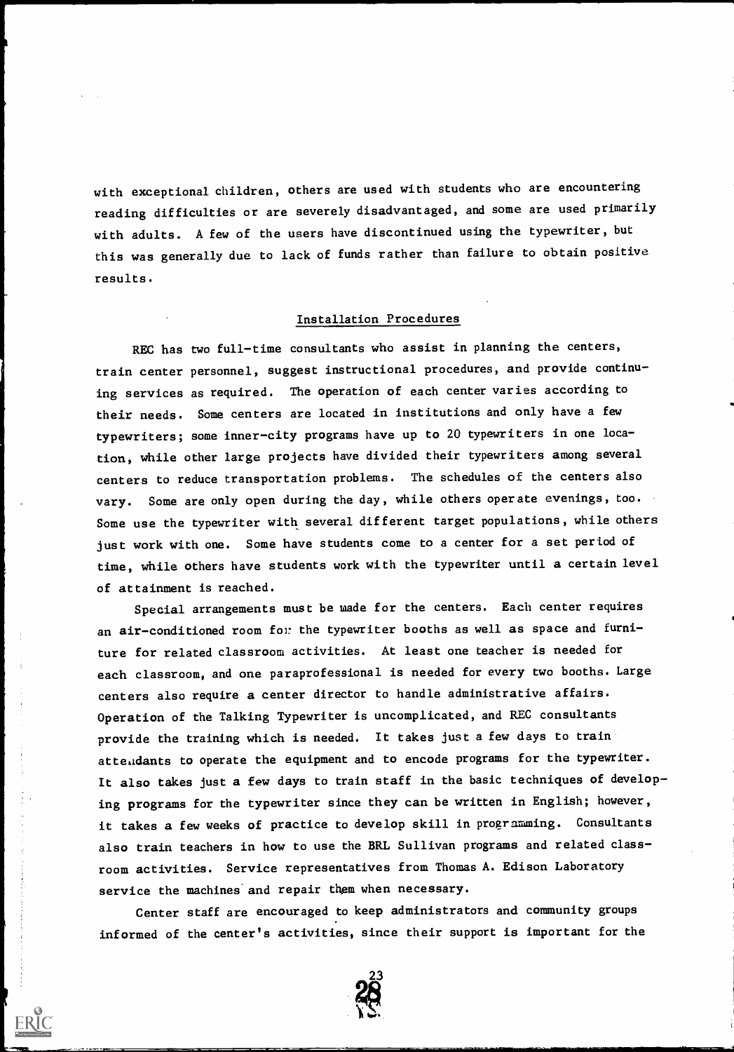with exceptional children, others are used with students who are encountering reading difficulties or are severely disadvantaged, and some are used primarily with adults. A few of the users have discontinued using the typewriter, but this was generally due to lack of funds rather than failure to obtain positive results.

## Installation Procedures

REC has two full-time consultants who assist in planning the centers, train center personnel, suggest instructional procedures, and provide continuing services as required. The operation of each center varies according to their needs. Some centers are located in institutions and only have a few typewriters; some inner-city programs have up to 20 typewriters in one location, while other large projects have divided their typewriters among several centers to reduce transportation problems. The schedules of the centers also vary. Some are only open during the day, while others operate evenings, too. Some use the typewriter with several different target populations, while others just work with one. Some have students come to a center for a set period of time, while others have students work with the typewriter until a certain level of attainment is reached.

Special arrangements must be made for the centers. Each center requires an air-conditioned room for the typewriter booths as well as space and furniture for related classroom activities. At least one teacher is needed for each classroom, and one paraprofessional is needed for every two booths. Large centers also require a center director to handle administrative affairs. Operation of the Talking Typewriter is uncomplicated, and REC consultants provide the training which is needed. It takes just a few days to train attendants to operate the equipment and to encode programs for the typewriter. It also takes just a few days to train staff in the basic techniques of developing programs for the typewriter since they can be written in English; however, it takes a few weeks of practice to develop skill in programming. Consultants also train teachers in how to use the BRL Sullivan programs and related classroom activities. Service representatives from Thomas A. Edison Laboratory service the machines and repair them when necessary.

Center staff are encouraged to keep administrators and community groups informed of the center's activities, since their support is important for the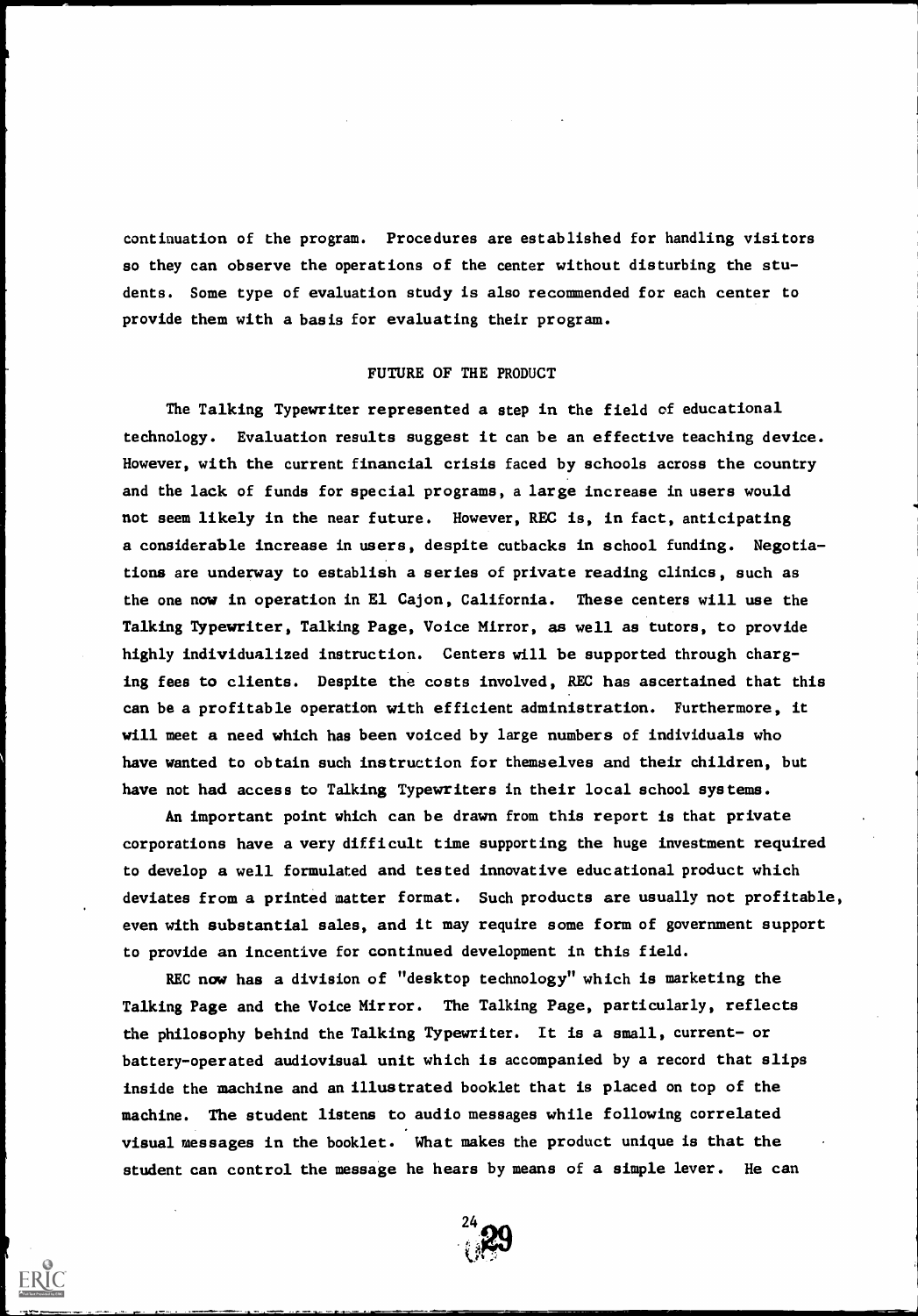continuation of the program. Procedures are established for handling visitors so they can observe the operations of the center without disturbing the students. Some type of evaluation study is also recommended for each center to provide them with a basis for evaluating their program.

## FUTURE OF THE PRODUCT

The Talking Typewriter represented a step in the field of educational technology. Evaluation results suggest it can be an effective teaching device. However, with the current financial crisis faced by schools across the country and the lack of funds for special programs, a large increase in users would not seem likely in the near future. However, REC is, in fact, anticipating a considerable increase in users, despite cutbacks in school funding. Negotiations are underway to establish a series of private reading clinics, such as the one now in operation in El Cajon, California. These centers will use the Talking Typewriter, Talking Page, Voice Mirror, as well as tutors, to provide highly individualized instruction. Centers will be supported through charging fees to clients. Despite the costs involved, REC has ascertained that this can be a profitable operation with efficient administration. Furthermore, it will meet a need which has been voiced by large numbers of individuals who have wanted to obtain such instruction for themselves and their children, but have not had access to Talking Typewriters in their local school systems.

An important point which can be drawn from this report is that private corporations have a very difficult time supporting the huge investment required to develop a well formulated and tested innovative educational product which deviates from a printed matter format. Such products are usually not profitable, even with substantial sales, and it may require some form of government support to provide an incentive for continued development in this field.

REC now has a division of "desktop technology" which is marketing the Talking Page and the Voice Mirror. The Talking Page, particularly, reflects the philosophy behind the Talking Typewriter. It is a small, current- or battery-operated audiovisual unit which is accompanied by a record that slips inside the machine and an illustrated booklet that is placed on top of the machine. The student listens to audio messages while following correlated visual messages in the booklet. What makes the product unique is that the student can control the message he hears by means of a simple lever. He can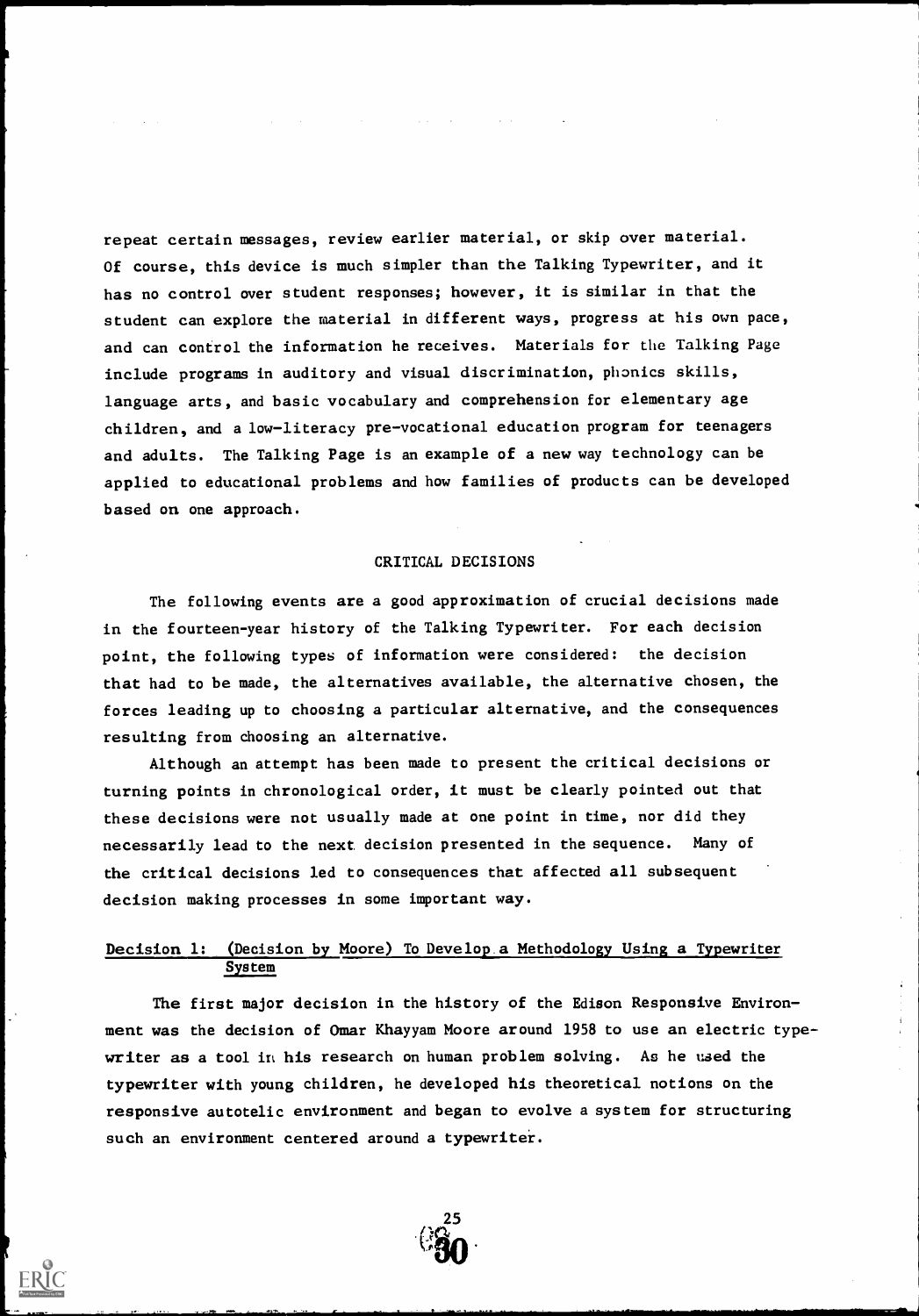repeat certain messages, review earlier material, or skip over material. Of course, this device is much simpler than the Talking Typewriter, and it has no control over student responses; however, it is similar in that the student can explore the material in different ways, progress at his own pace, and can control the information he receives. Materials for the Talking Page include programs in auditory and visual discrimination, phonics skills, language arts, and basic vocabulary and comprehension for elementary age children, and a low-literacy pre-vocational education program for teenagers and adults. The Talking Page is an example of a new way technology can be applied to educational problems and how families of products can be developed based on one approach.

## CRITICAL DECISIONS

The following events are a good approximation of crucial decisions made in the fourteen-year history of the Talking Typewriter. For each decision point, the following types of information were considered: the decision that had to be made, the alternatives available, the alternative chosen, the forces leading up to choosing a particular alternative, and the consequences resulting from choosing an alternative.

Although an attempt has been made to present the critical decisions or turning points in chronological order, it must be clearly pointed out that these decisions were not usually made at one point in time, nor did they necessarily lead to the next decision presented in the sequence. Many of the critical decisions led to consequences that affected all subsequent decision making processes in some important way.

### Decision 1: (Decision by Moore) To Develop a Methodology Using a Typewriter System

The first major decision in the history of the Edison Responsive Environment was the decision of Omar Khayyam Moore around 1958 to use an electric typewriter as a tool in his research on human problem solving. As he used the typewriter with young children, he developed his theoretical notions on the responsive autotelic environment and began to evolve a system for structuring such an environment centered around a typewriter.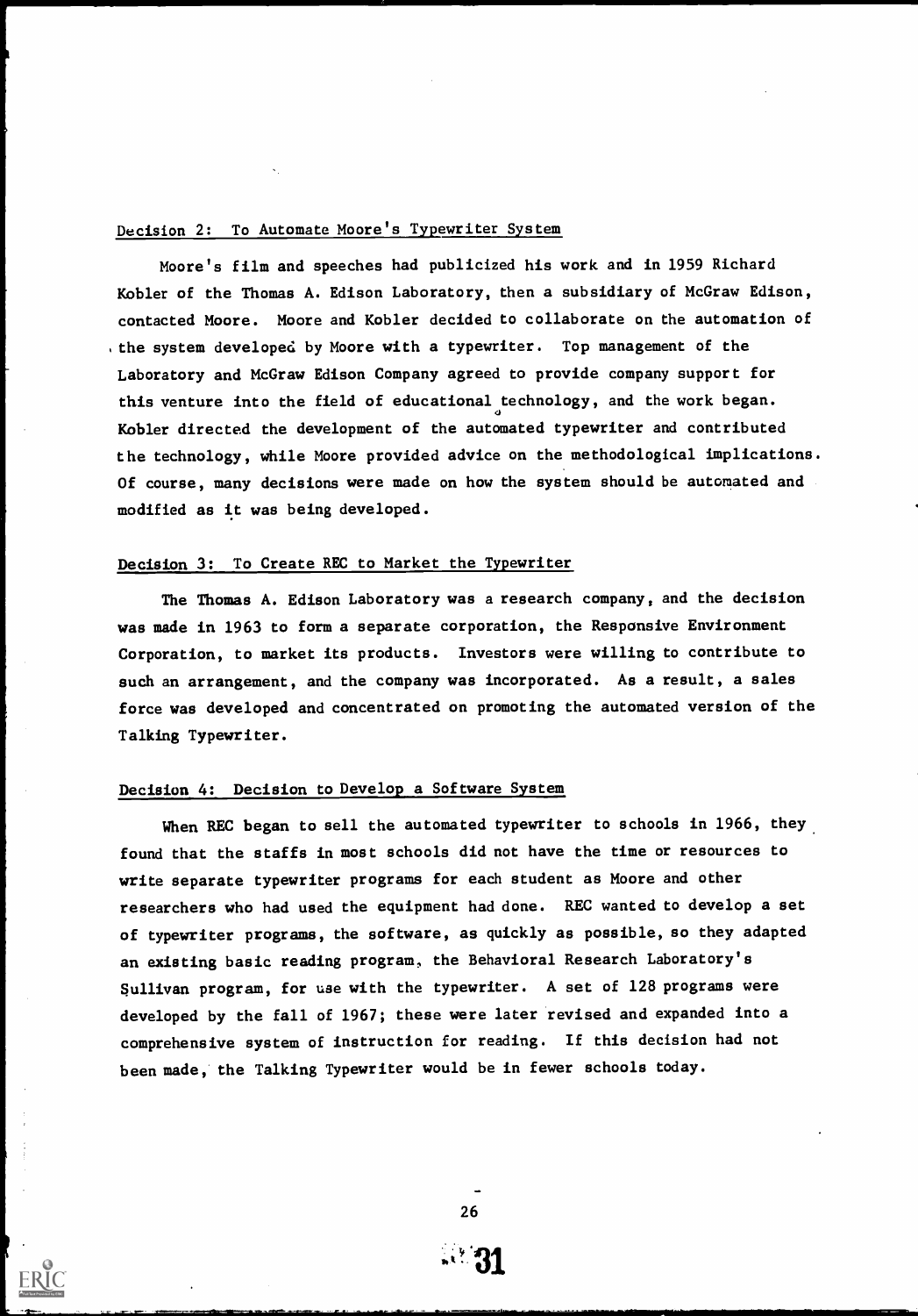Decision 2: To Automate Moore's Typewriter System

Moore's film and speeches had publicized his work and in 1959 Richard Kobler of the Thomas A. Edison Laboratory, then a subsidiary of McGraw Edison, contacted Moore. Moore and Kobler decided to collaborate on the automation of the system developed by Moore with a typewriter. Top management of the Laboratory and McGraw Edison Company agreed to provide company support for this venture into the field of educational technology, and the work began. Kobler directed the development of the automated typewriter and contributed the technology, while Moore provided advice on the methodological implications. Of course, many decisions were made on how the system should be automated and modified as it was being developed.

Decision 3: To Create REC to Market the Typewriter

The Thomas A. Edison Laboratory was a research company, and the decision was made in 1963 to form a separate corporation, the Responsive Environment Corporation, to market its products. Investors were willing to contribute to such an arrangement, and the company was incorporated. As a result, a sales force was developed and concentrated on promoting the automated version of the Talking Typewriter.

Decision 4: Decision to Develop a Software System

When REC began to sell the automated typewriter to schools in 1966, they found that the staffs in most schools did not have the time or resources to write separate typewriter programs for each student as Moore and other researchers who had used the equipment had done. REC wanted to develop a set of typewriter programs, the software, as quickly as possible, so they adapted an existing basic reading program, the Behavioral Research Laboratory's Sullivan program, for use with the typewriter. A set of 128 programs were developed by the fall of 1967; these were later revised and expanded into a comprehensive system of instruction for reading. If this decision had not been made, the Talking Typewriter would be in fewer schools today.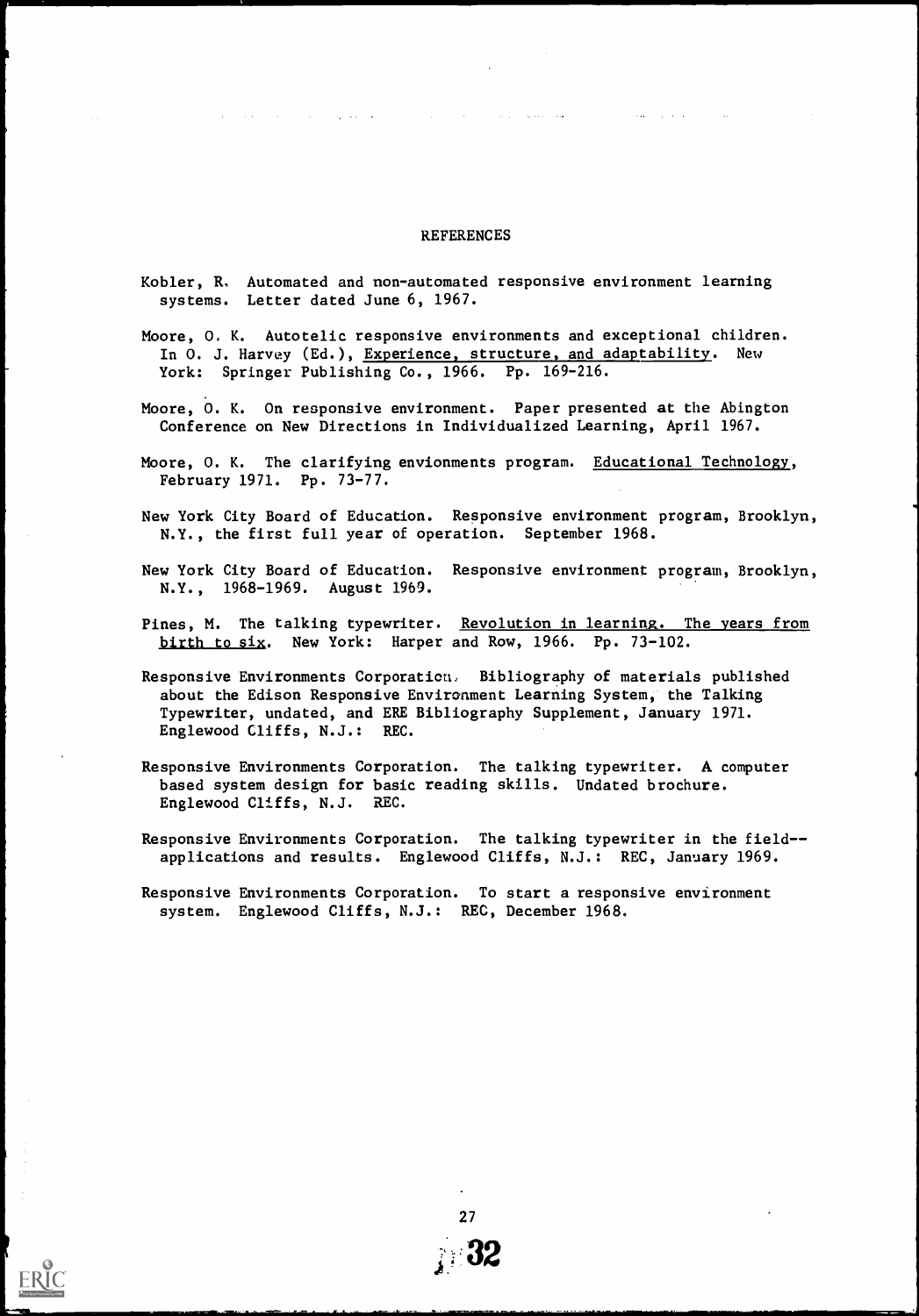# REFERENCES

Kobler, R. Automated and non-automated responsive environment learning systems. Letter dated June 6, 1967.

Moore, O. K. Autotelic responsive environments and exceptional children. In O. J. Harvey (Ed.), Experience, structure, and adaptability. New York: Springer Publishing Co., 1966. Pp. 169-216.

Moore, O. K. On responsive environment. Paper presented at the Abington Conference on New Directions in Individualized Learning, April 1967.

Moore, O. K. The clarifying envionments program. Educational Technology, February 1971. Pp. 73-77.

New York City Board of Education. Responsive environment program, Brooklyn, N.Y., the first full year of operation. September 1968.

New York City Board of Education. Responsive environment program, Brooklyn, N.Y., 1968-1969. August 1969.

Pines, M. The talking typewriter. Revolution in learning. The years from birth to six. New York: Harper and Row, 1966. Pp. 73-102.

Responsive Environments Corporation. Bibliography of materials published about the Edison Responsive Environment Learning System, the Talking Typewriter, undated, and ERE Bibliography Supplement, January 1971. Englewood Cliffs, N.J.: REC.

Responsive Environments Corporation. The talking typewriter. A computer based system design for basic reading skills. Undated brochure. Englewood Cliffs, N.J. REC.

Responsive Environments Corporation. The talking typewriter in the field--applications and results. Englewood Cliffs, N.J.: REC, January 1969.

Responsive Environments Corporation. To start a responsive environment system. Englewood Cliffs, N.J.: REC, December 1968.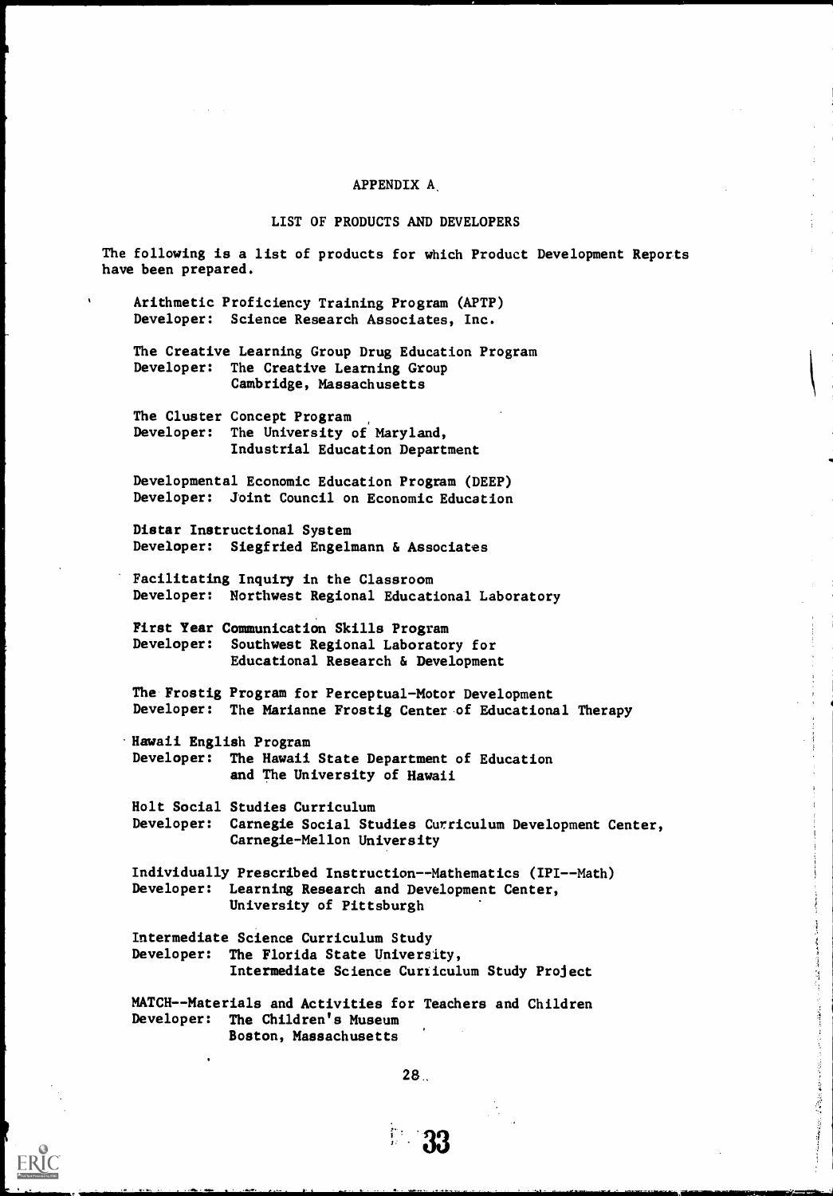# APPENDIX A

## LIST OF PRODUCTS AND DEVELOPERS

The following is a list of products for which Product Development Reports have been prepared.

Arithmetic Proficiency Training Program (APTP)
Developer: Science Research Associates, Inc.

The Creative Learning Group Drug Education Program
Developer: The Creative Learning Group
Cambridge, Massachusetts

The Cluster Concept Program
Developer: The University of Maryland,
Industrial Education Department

Developmental Economic Education Program (DEEP)
Developer: Joint Council on Economic Education

Distar Instructional System
Developer: Siegfried Engelmann & Associates

Facilitating Inquiry in the Classroom
Developer: Northwest Regional Educational Laboratory

First Year Communication Skills Program
Developer: Southwest Regional Laboratory for
Educational Research & Development

The Frostig Program for Perceptual-Motor Development
Developer: The Marianne Frostig Center of Educational Therapy

Hawaii English Program
Developer: The Hawaii State Department of Education
and The University of Hawaii

Holt Social Studies Curriculum
Developer: Carnegie Social Studies Curriculum Development Center,
Carnegie-Mellon University

Individually Prescribed Instruction--Mathematics (IPI--Math)
Developer: Learning Research and Development Center,
University of Pittsburgh

Intermediate Science Curriculum Study
Developer: The Florida State University,
Intermediate Science Curriculum Study Project

MATCH--Materials and Activities for Teachers and Children
Developer: The Children's Museum
Boston, Massachusetts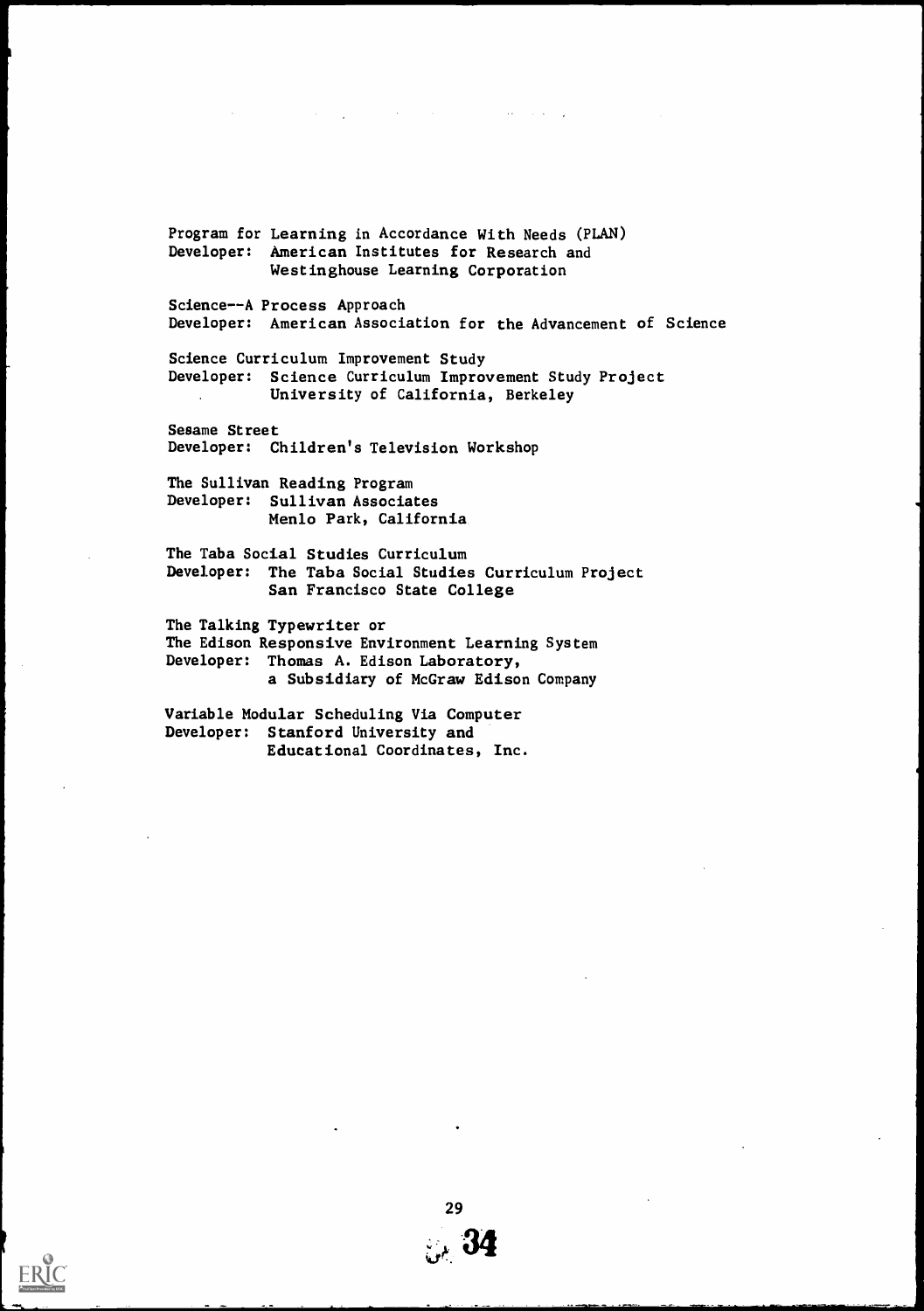Program for Learning in Accordance With Needs (PLAN)
Developer: American Institutes for Research and
Westinghouse Learning Corporation

Science--A Process Approach
Developer: American Association for the Advancement of Science

Science Curriculum Improvement Study
Developer: Science Curriculum Improvement Study Project
University of California, Berkeley

Sesame Street
Developer: Children's Television Workshop

The Sullivan Reading Program
Developer: Sullivan Associates
Menlo Park, California

The Taba Social Studies Curriculum
Developer: The Taba Social Studies Curriculum Project
San Francisco State College

The Talking Typewriter or
The Edison Responsive Environment Learning System
Developer: Thomas A. Edison Laboratory,
a Subsidiary of McGraw Edison Company

Variable Modular Scheduling Via Computer
Developer: Stanford University and
Educational Coordinates, Inc.